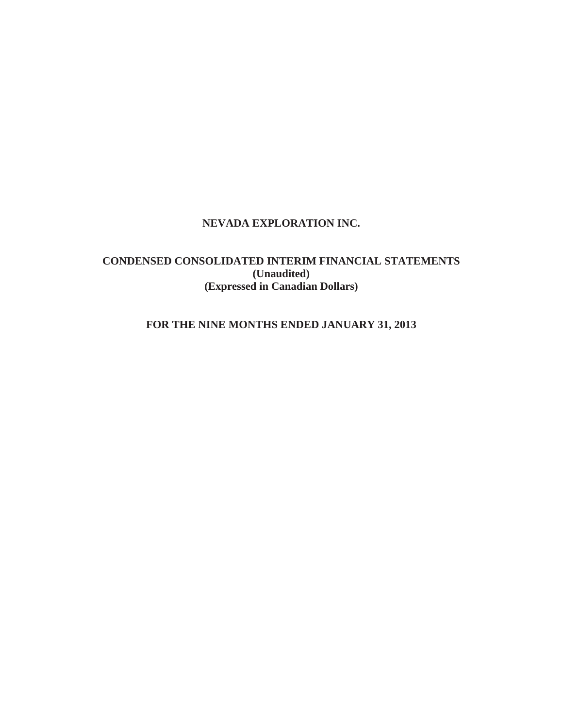# NEVADA EXPLORATION INC.

## CONDENSED CONSOLIDATED INTERIM FINANCIAL STATEMENTS
**(Unaudited)**
**(Expressed in Canadian Dollars)**

## FOR THE NINE MONTHS ENDED JANUARY 31, 2013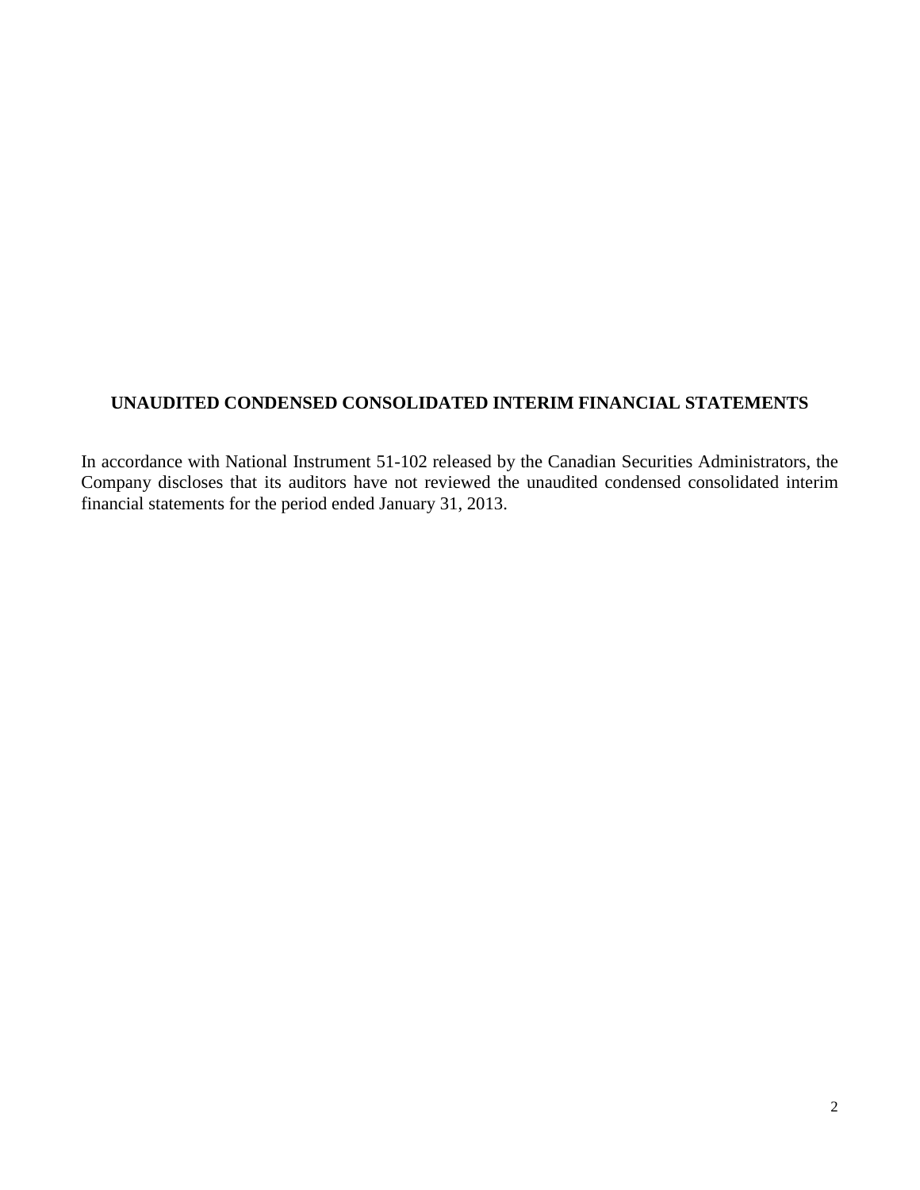**UNAUDITED CONDENSED CONSOLIDATED INTERIM FINANCIAL STATEMENTS**

In accordance with National Instrument 51-102 released by the Canadian Securities Administrators, the Company discloses that its auditors have not reviewed the unaudited condensed consolidated interim financial statements for the period ended January 31, 2013.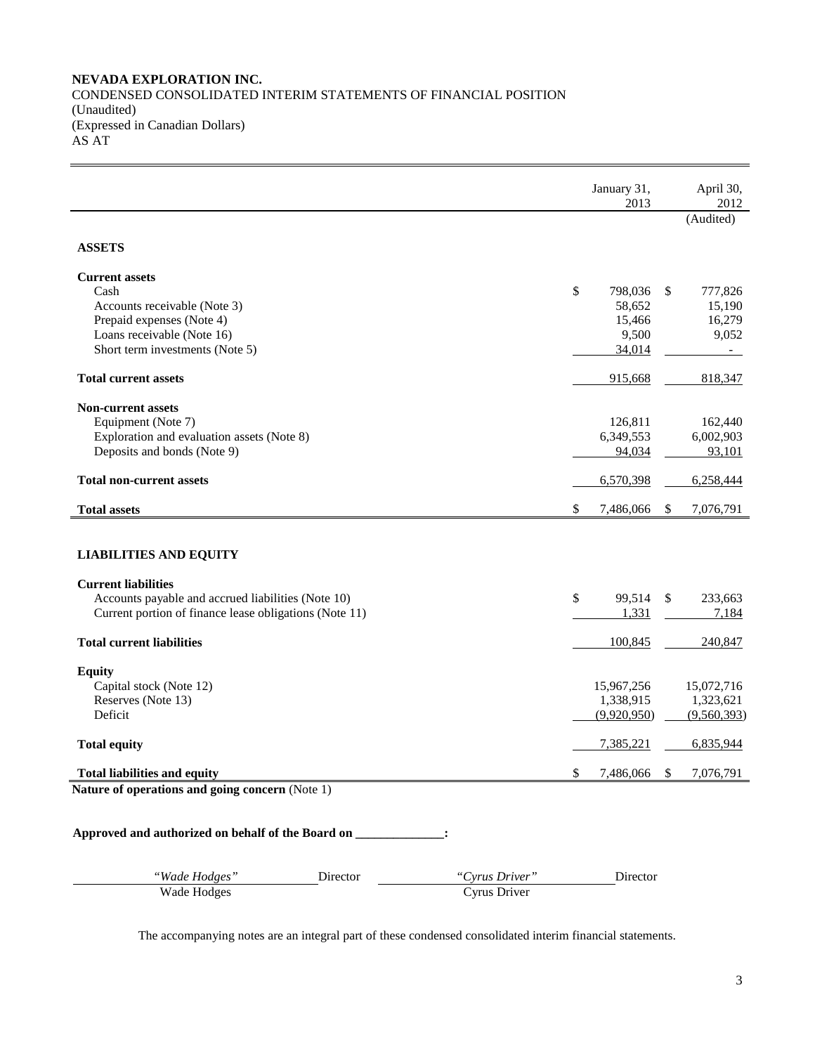**NEVADA EXPLORATION INC.**
CONDENSED CONSOLIDATED INTERIM STATEMENTS OF FINANCIAL POSITION
(Unaudited)
(Expressed in Canadian Dollars)
AS AT

| | January 31, 2013 | April 30, 2012 (Audited) |
|---|---|---|
| **ASSETS** | | |
| **Current assets** | | |
| Cash | $ 798,036 | $ 777,826 |
| Accounts receivable (Note 3) | 58,652 | 15,190 |
| Prepaid expenses (Note 4) | 15,466 | 16,279 |
| Loans receivable (Note 16) | 9,500 | 9,052 |
| Short term investments (Note 5) | 34,014 | - |
| **Total current assets** | 915,668 | 818,347 |
| **Non-current assets** | | |
| Equipment (Note 7) | 126,811 | 162,440 |
| Exploration and evaluation assets (Note 8) | 6,349,553 | 6,002,903 |
| Deposits and bonds (Note 9) | 94,034 | 93,101 |
| **Total non-current assets** | 6,570,398 | 6,258,444 |
| **Total assets** | $ 7,486,066 | $ 7,076,791 |
| **LIABILITIES AND EQUITY** | | |
| **Current liabilities** | | |
| Accounts payable and accrued liabilities (Note 10) | $ 99,514 | $ 233,663 |
| Current portion of finance lease obligations (Note 11) | 1,331 | 7,184 |
| **Total current liabilities** | 100,845 | 240,847 |
| **Equity** | | |
| Capital stock (Note 12) | 15,967,256 | 15,072,716 |
| Reserves (Note 13) | 1,338,915 | 1,323,621 |
| Deficit | (9,920,950) | (9,560,393) |
| **Total equity** | 7,385,221 | 6,835,944 |
| **Total liabilities and equity** | $ 7,486,066 | $ 7,076,791 |

**Nature of operations and going concern** (Note 1)

**Approved and authorized on behalf of the Board on \_\_\_\_\_\_\_\_\_\_\_\_\_\_:**

| *"Wade Hodges"* | Director | *"Cyrus Driver"* | Director |
|---|---|---|---|
| Wade Hodges | | Cyrus Driver | |

The accompanying notes are an integral part of these condensed consolidated interim financial statements.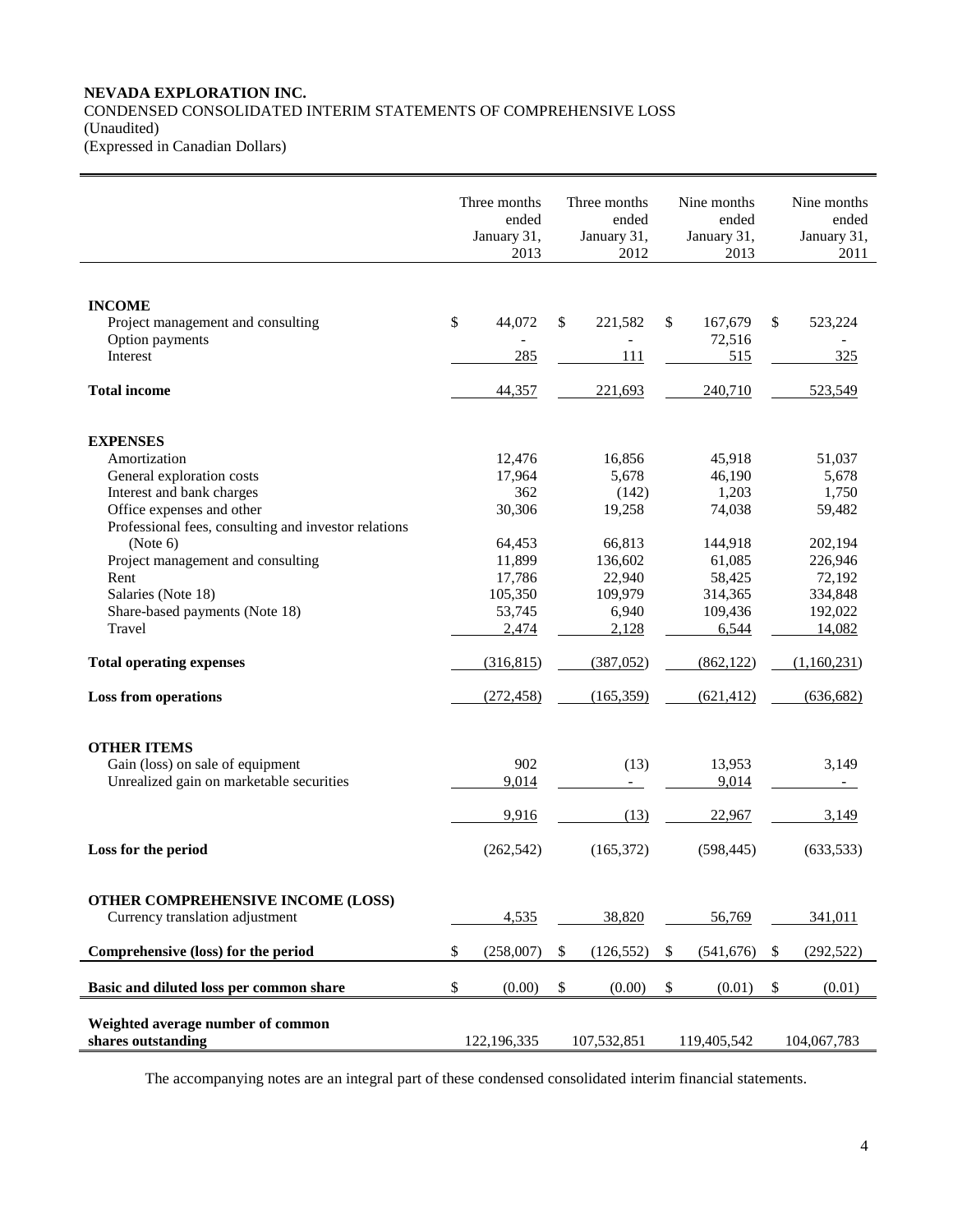**NEVADA EXPLORATION INC.**
CONDENSED CONSOLIDATED INTERIM STATEMENTS OF COMPREHENSIVE LOSS
(Unaudited)
(Expressed in Canadian Dollars)

| | Three months ended January 31, 2013 | Three months ended January 31, 2012 | Nine months ended January 31, 2013 | Nine months ended January 31, 2011 |
|---|---|---|---|---|
| **INCOME** | | | | |
| Project management and consulting | $ 44,072 | $ 221,582 | $ 167,679 | $ 523,224 |
| Option payments | - | - | 72,516 | - |
| Interest | 285 | 111 | 515 | 325 |
| **Total income** | 44,357 | 221,693 | 240,710 | 523,549 |
| **EXPENSES** | | | | |
| Amortization | 12,476 | 16,856 | 45,918 | 51,037 |
| General exploration costs | 17,964 | 5,678 | 46,190 | 5,678 |
| Interest and bank charges | 362 | (142) | 1,203 | 1,750 |
| Office expenses and other | 30,306 | 19,258 | 74,038 | 59,482 |
| Professional fees, consulting and investor relations (Note 6) | 64,453 | 66,813 | 144,918 | 202,194 |
| Project management and consulting | 11,899 | 136,602 | 61,085 | 226,946 |
| Rent | 17,786 | 22,940 | 58,425 | 72,192 |
| Salaries (Note 18) | 105,350 | 109,979 | 314,365 | 334,848 |
| Share-based payments (Note 18) | 53,745 | 6,940 | 109,436 | 192,022 |
| Travel | 2,474 | 2,128 | 6,544 | 14,082 |
| **Total operating expenses** | (316,815) | (387,052) | (862,122) | (1,160,231) |
| **Loss from operations** | (272,458) | (165,359) | (621,412) | (636,682) |
| **OTHER ITEMS** | | | | |
| Gain (loss) on sale of equipment | 902 | (13) | 13,953 | 3,149 |
| Unrealized gain on marketable securities | 9,014 | - | 9,014 | - |
| | 9,916 | (13) | 22,967 | 3,149 |
| **Loss for the period** | (262,542) | (165,372) | (598,445) | (633,533) |
| **OTHER COMPREHENSIVE INCOME (LOSS)** | | | | |
| Currency translation adjustment | 4,535 | 38,820 | 56,769 | 341,011 |
| **Comprehensive (loss) for the period** | $ (258,007) | $ (126,552) | $ (541,676) | $ (292,522) |
| **Basic and diluted loss per common share** | $ (0.00) | $ (0.00) | $ (0.01) | $ (0.01) |
| **Weighted average number of common shares outstanding** | 122,196,335 | 107,532,851 | 119,405,542 | 104,067,783 |

The accompanying notes are an integral part of these condensed consolidated interim financial statements.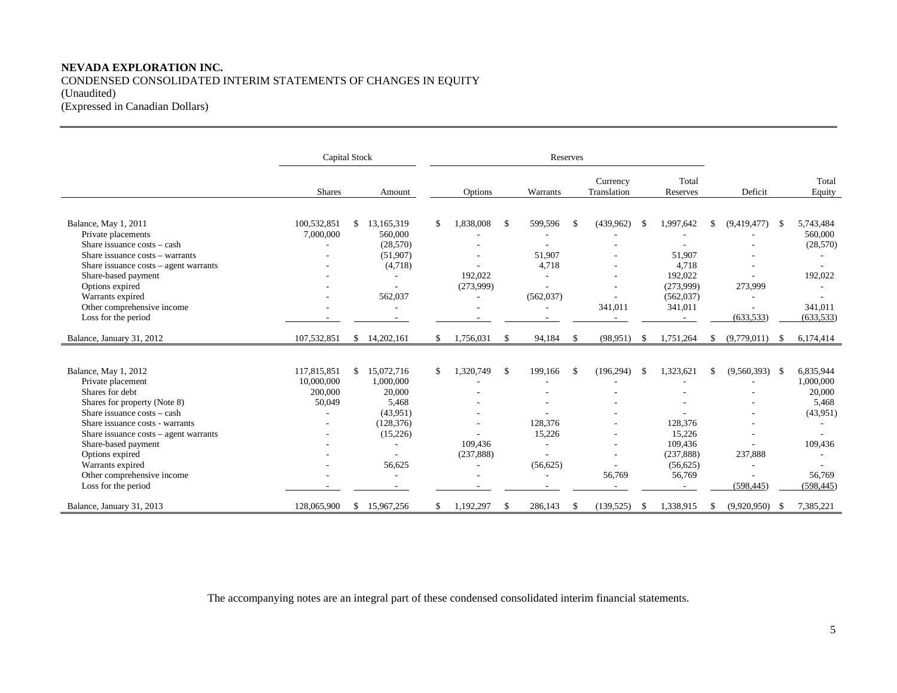**NEVADA EXPLORATION INC.**
CONDENSED CONSOLIDATED INTERIM STATEMENTS OF CHANGES IN EQUITY
(Unaudited)
(Expressed in Canadian Dollars)

| | Capital Stock | | Reserves | | | | | |
|---|---|---|---|---|---|---|---|---|
| | Shares | Amount | Options | Warrants | Currency Translation | Total Reserves | Deficit | Total Equity |
| Balance, May 1, 2011 | 100,532,851 | $ 13,165,319 | $ 1,838,008 | $ 599,596 | $ (439,962) | $ 1,997,642 | $ (9,419,477) | $ 5,743,484 |
| Private placements | 7,000,000 | 560,000 | - | - | - | - | - | 560,000 |
| Share issuance costs – cash | - | (28,570) | - | - | - | - | - | (28,570) |
| Share issuance costs – warrants | - | (51,907) | - | 51,907 | - | 51,907 | - | - |
| Share issuance costs – agent warrants | - | (4,718) | - | 4,718 | - | 4,718 | - | - |
| Share-based payment | - | - | 192,022 | - | - | 192,022 | - | 192,022 |
| Options expired | - | - | (273,999) | - | - | (273,999) | 273,999 | - |
| Warrants expired | - | 562,037 | - | (562,037) | - | (562,037) | - | - |
| Other comprehensive income | - | - | - | - | 341,011 | 341,011 | - | 341,011 |
| Loss for the period | - | - | - | - | - | - | (633,533) | (633,533) |
| Balance, January 31, 2012 | 107,532,851 | $ 14,202,161 | $ 1,756,031 | $ 94,184 | $ (98,951) | $ 1,751,264 | $ (9,779,011) | $ 6,174,414 |
| | | | | | | | | |
| Balance, May 1, 2012 | 117,815,851 | $ 15,072,716 | $ 1,320,749 | $ 199,166 | $ (196,294) | $ 1,323,621 | $ (9,560,393) | $ 6,835,944 |
| Private placement | 10,000,000 | 1,000,000 | - | - | - | - | - | 1,000,000 |
| Shares for debt | 200,000 | 20,000 | - | - | - | - | - | 20,000 |
| Shares for property (Note 8) | 50,049 | 5,468 | - | - | - | - | - | 5,468 |
| Share issuance costs – cash | - | (43,951) | - | - | - | - | - | (43,951) |
| Share issuance costs - warrants | - | (128,376) | - | 128,376 | - | 128,376 | - | - |
| Share issuance costs – agent warrants | - | (15,226) | - | 15,226 | - | 15,226 | - | - |
| Share-based payment | - | - | 109,436 | - | - | 109,436 | - | 109,436 |
| Options expired | - | - | (237,888) | - | - | (237,888) | 237,888 | - |
| Warrants expired | - | 56,625 | - | (56,625) | - | (56,625) | - | - |
| Other comprehensive income | - | - | - | - | 56,769 | 56,769 | - | 56,769 |
| Loss for the period | - | - | - | - | - | - | (598,445) | (598,445) |
| Balance, January 31, 2013 | 128,065,900 | $ 15,967,256 | $ 1,192,297 | $ 286,143 | $ (139,525) | $ 1,338,915 | $ (9,920,950) | $ 7,385,221 |

The accompanying notes are an integral part of these condensed consolidated interim financial statements.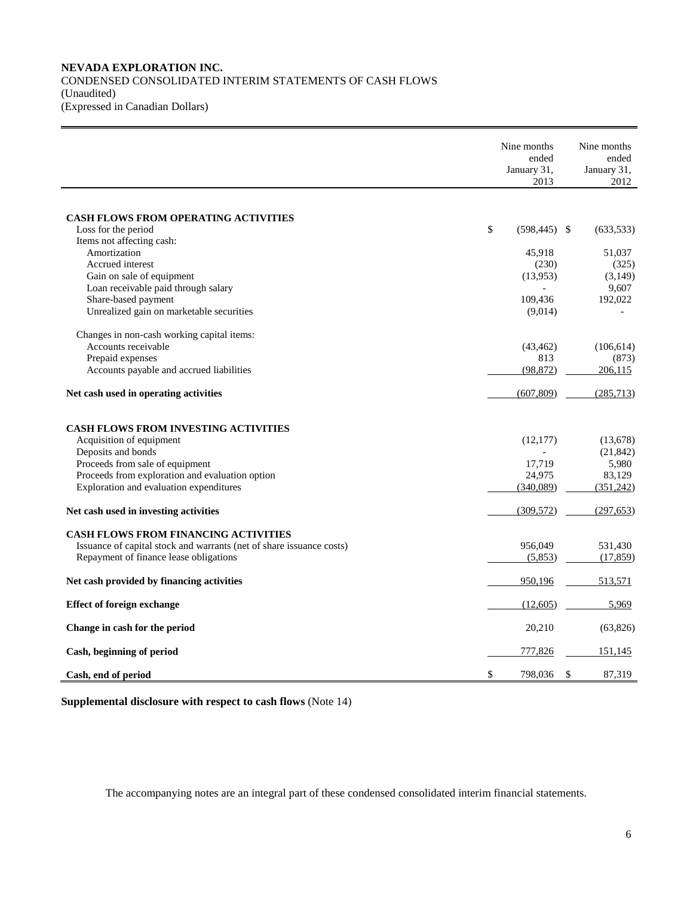**NEVADA EXPLORATION INC.**
CONDENSED CONSOLIDATED INTERIM STATEMENTS OF CASH FLOWS
(Unaudited)
(Expressed in Canadian Dollars)

| | Nine months ended January 31, 2013 | Nine months ended January 31, 2012 |
|---|---|---|
| **CASH FLOWS FROM OPERATING ACTIVITIES** | | |
| Loss for the period | $ (598,445) | $ (633,533) |
| Items not affecting cash: | | |
| Amortization | 45,918 | 51,037 |
| Accrued interest | (230) | (325) |
| Gain on sale of equipment | (13,953) | (3,149) |
| Loan receivable paid through salary | - | 9,607 |
| Share-based payment | 109,436 | 192,022 |
| Unrealized gain on marketable securities | (9,014) | - |
| Changes in non-cash working capital items: | | |
| Accounts receivable | (43,462) | (106,614) |
| Prepaid expenses | 813 | (873) |
| Accounts payable and accrued liabilities | (98,872) | 206,115 |
| **Net cash used in operating activities** | (607,809) | (285,713) |
| **CASH FLOWS FROM INVESTING ACTIVITIES** | | |
| Acquisition of equipment | (12,177) | (13,678) |
| Deposits and bonds | - | (21,842) |
| Proceeds from sale of equipment | 17,719 | 5,980 |
| Proceeds from exploration and evaluation option | 24,975 | 83,129 |
| Exploration and evaluation expenditures | (340,089) | (351,242) |
| **Net cash used in investing activities** | (309,572) | (297,653) |
| **CASH FLOWS FROM FINANCING ACTIVITIES** | | |
| Issuance of capital stock and warrants (net of share issuance costs) | 956,049 | 531,430 |
| Repayment of finance lease obligations | (5,853) | (17,859) |
| **Net cash provided by financing activities** | 950,196 | 513,571 |
| **Effect of foreign exchange** | (12,605) | 5,969 |
| **Change in cash for the period** | 20,210 | (63,826) |
| **Cash, beginning of period** | 777,826 | 151,145 |
| **Cash, end of period** | $ 798,036 | $ 87,319 |

**Supplemental disclosure with respect to cash flows** (Note 14)

The accompanying notes are an integral part of these condensed consolidated interim financial statements.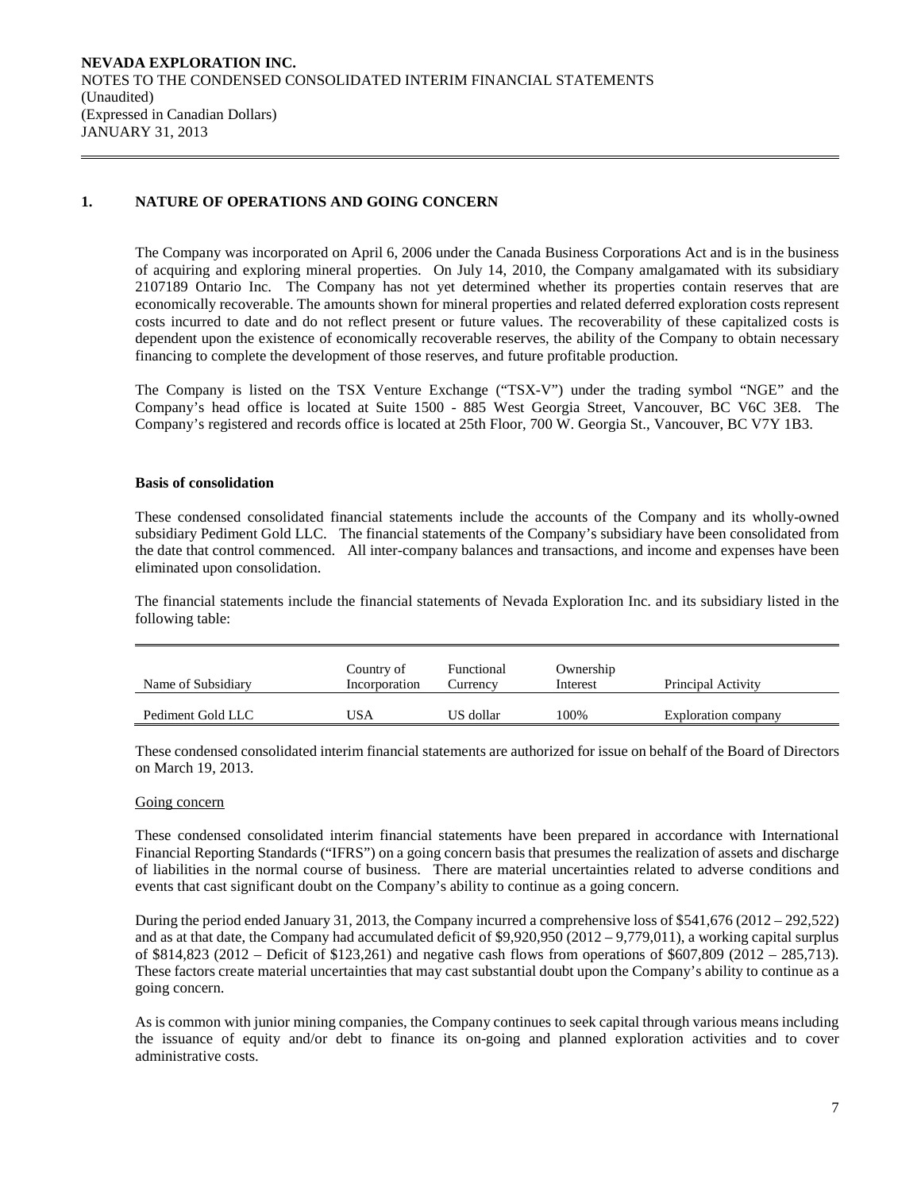## 1. NATURE OF OPERATIONS AND GOING CONCERN

The Company was incorporated on April 6, 2006 under the Canada Business Corporations Act and is in the business of acquiring and exploring mineral properties. On July 14, 2010, the Company amalgamated with its subsidiary 2107189 Ontario Inc. The Company has not yet determined whether its properties contain reserves that are economically recoverable. The amounts shown for mineral properties and related deferred exploration costs represent costs incurred to date and do not reflect present or future values. The recoverability of these capitalized costs is dependent upon the existence of economically recoverable reserves, the ability of the Company to obtain necessary financing to complete the development of those reserves, and future profitable production.

The Company is listed on the TSX Venture Exchange ("TSX-V") under the trading symbol "NGE" and the Company's head office is located at Suite 1500 - 885 West Georgia Street, Vancouver, BC V6C 3E8. The Company's registered and records office is located at 25th Floor, 700 W. Georgia St., Vancouver, BC V7Y 1B3.

**Basis of consolidation**

These condensed consolidated financial statements include the accounts of the Company and its wholly-owned subsidiary Pediment Gold LLC. The financial statements of the Company's subsidiary have been consolidated from the date that control commenced. All inter-company balances and transactions, and income and expenses have been eliminated upon consolidation.

The financial statements include the financial statements of Nevada Exploration Inc. and its subsidiary listed in the following table:

| Name of Subsidiary | Country of Incorporation | Functional Currency | Ownership Interest | Principal Activity |
|---|---|---|---|---|
| Pediment Gold LLC | USA | US dollar | 100% | Exploration company |

These condensed consolidated interim financial statements are authorized for issue on behalf of the Board of Directors on March 19, 2013.

Going concern

These condensed consolidated interim financial statements have been prepared in accordance with International Financial Reporting Standards ("IFRS") on a going concern basis that presumes the realization of assets and discharge of liabilities in the normal course of business. There are material uncertainties related to adverse conditions and events that cast significant doubt on the Company's ability to continue as a going concern.

During the period ended January 31, 2013, the Company incurred a comprehensive loss of $541,676 (2012 – 292,522) and as at that date, the Company had accumulated deficit of $9,920,950 (2012 – 9,779,011), a working capital surplus of $814,823 (2012 – Deficit of $123,261) and negative cash flows from operations of $607,809 (2012 – 285,713). These factors create material uncertainties that may cast substantial doubt upon the Company's ability to continue as a going concern.

As is common with junior mining companies, the Company continues to seek capital through various means including the issuance of equity and/or debt to finance its on-going and planned exploration activities and to cover administrative costs.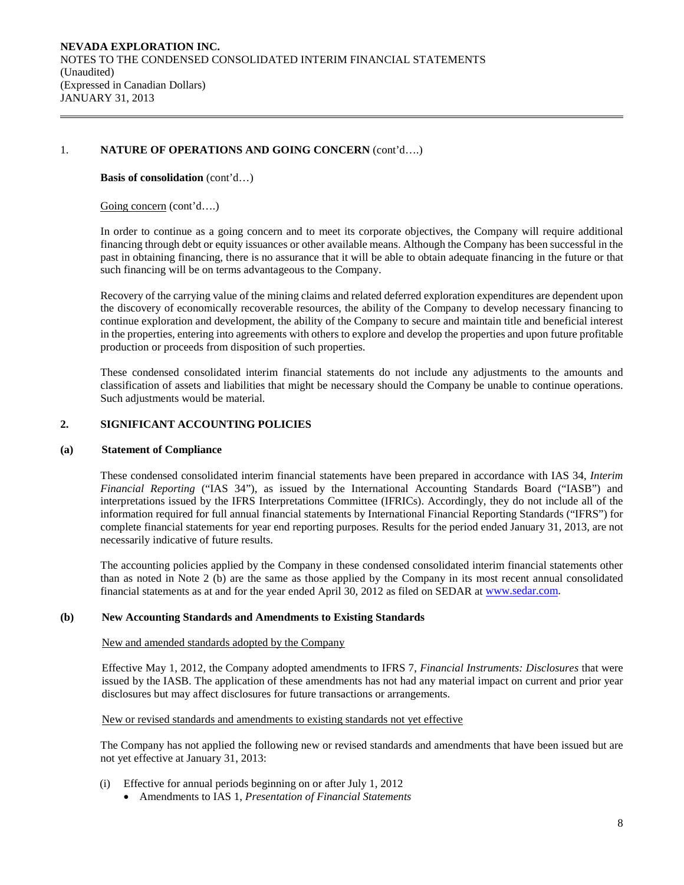## 1. NATURE OF OPERATIONS AND GOING CONCERN (cont'd….)

**Basis of consolidation** (cont'd…)

Going concern (cont'd….)

In order to continue as a going concern and to meet its corporate objectives, the Company will require additional financing through debt or equity issuances or other available means. Although the Company has been successful in the past in obtaining financing, there is no assurance that it will be able to obtain adequate financing in the future or that such financing will be on terms advantageous to the Company.

Recovery of the carrying value of the mining claims and related deferred exploration expenditures are dependent upon the discovery of economically recoverable resources, the ability of the Company to develop necessary financing to continue exploration and development, the ability of the Company to secure and maintain title and beneficial interest in the properties, entering into agreements with others to explore and develop the properties and upon future profitable production or proceeds from disposition of such properties.

These condensed consolidated interim financial statements do not include any adjustments to the amounts and classification of assets and liabilities that might be necessary should the Company be unable to continue operations. Such adjustments would be material.

## 2. SIGNIFICANT ACCOUNTING POLICIES

### (a) Statement of Compliance

These condensed consolidated interim financial statements have been prepared in accordance with IAS 34, *Interim Financial Reporting* ("IAS 34"), as issued by the International Accounting Standards Board ("IASB") and interpretations issued by the IFRS Interpretations Committee (IFRICs). Accordingly, they do not include all of the information required for full annual financial statements by International Financial Reporting Standards ("IFRS") for complete financial statements for year end reporting purposes. Results for the period ended January 31, 2013, are not necessarily indicative of future results.

The accounting policies applied by the Company in these condensed consolidated interim financial statements other than as noted in Note 2 (b) are the same as those applied by the Company in its most recent annual consolidated financial statements as at and for the year ended April 30, 2012 as filed on SEDAR at www.sedar.com.

### (b) New Accounting Standards and Amendments to Existing Standards

New and amended standards adopted by the Company

Effective May 1, 2012, the Company adopted amendments to IFRS 7, *Financial Instruments: Disclosures* that were issued by the IASB. The application of these amendments has not had any material impact on current and prior year disclosures but may affect disclosures for future transactions or arrangements.

New or revised standards and amendments to existing standards not yet effective

The Company has not applied the following new or revised standards and amendments that have been issued but are not yet effective at January 31, 2013:

(i) Effective for annual periods beginning on or after July 1, 2012
- Amendments to IAS 1, *Presentation of Financial Statements*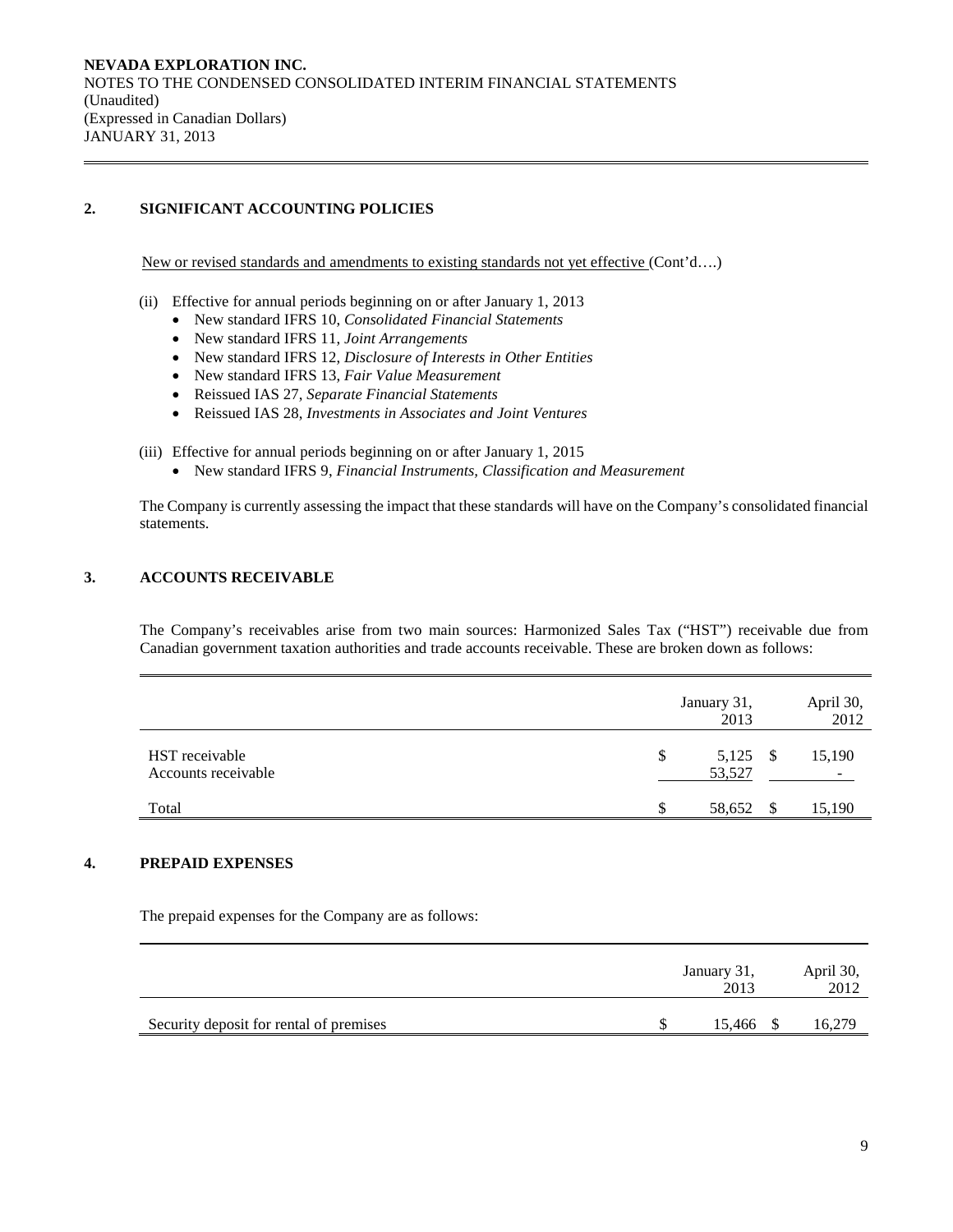## 2. SIGNIFICANT ACCOUNTING POLICIES

New or revised standards and amendments to existing standards not yet effective (Cont'd….)

(ii) Effective for annual periods beginning on or after January 1, 2013
- New standard IFRS 10, *Consolidated Financial Statements*
- New standard IFRS 11, *Joint Arrangements*
- New standard IFRS 12, *Disclosure of Interests in Other Entities*
- New standard IFRS 13, *Fair Value Measurement*
- Reissued IAS 27, *Separate Financial Statements*
- Reissued IAS 28, *Investments in Associates and Joint Ventures*

(iii) Effective for annual periods beginning on or after January 1, 2015
- New standard IFRS 9, *Financial Instruments, Classification and Measurement*

The Company is currently assessing the impact that these standards will have on the Company's consolidated financial statements.

## 3. ACCOUNTS RECEIVABLE

The Company's receivables arise from two main sources: Harmonized Sales Tax ("HST") receivable due from Canadian government taxation authorities and trade accounts receivable. These are broken down as follows:

| | January 31, 2013 | April 30, 2012 |
|---|---|---|
| HST receivable | $ 5,125 | $ 15,190 |
| Accounts receivable | 53,527 | - |
| Total | $ 58,652 | $ 15,190 |

## 4. PREPAID EXPENSES

The prepaid expenses for the Company are as follows:

| | January 31, 2013 | April 30, 2012 |
|---|---|---|
| Security deposit for rental of premises | $ 15,466 | $ 16,279 |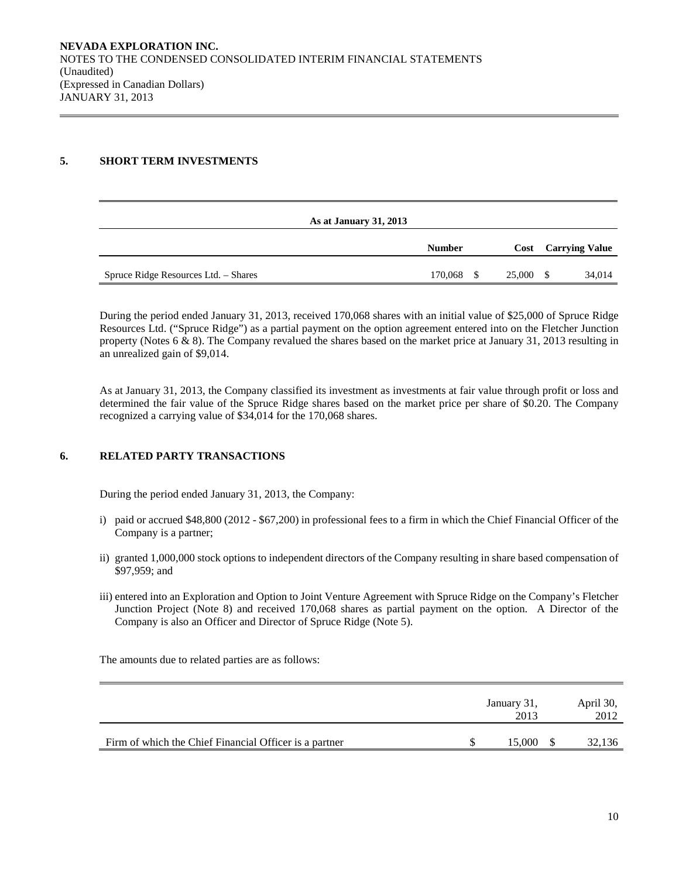## 5. SHORT TERM INVESTMENTS

| As at January 31, 2013 | | | |
|---|---|---|---|
| | **Number** | **Cost** | **Carrying Value** |
| Spruce Ridge Resources Ltd. – Shares | 170,068 | $ 25,000 | $ 34,014 |

During the period ended January 31, 2013, received 170,068 shares with an initial value of $25,000 of Spruce Ridge Resources Ltd. ("Spruce Ridge") as a partial payment on the option agreement entered into on the Fletcher Junction property (Notes 6 & 8). The Company revalued the shares based on the market price at January 31, 2013 resulting in an unrealized gain of $9,014.

As at January 31, 2013, the Company classified its investment as investments at fair value through profit or loss and determined the fair value of the Spruce Ridge shares based on the market price per share of $0.20. The Company recognized a carrying value of $34,014 for the 170,068 shares.

## 6. RELATED PARTY TRANSACTIONS

During the period ended January 31, 2013, the Company:

i) paid or accrued $48,800 (2012 - $67,200) in professional fees to a firm in which the Chief Financial Officer of the Company is a partner;

ii) granted 1,000,000 stock options to independent directors of the Company resulting in share based compensation of $97,959; and

iii) entered into an Exploration and Option to Joint Venture Agreement with Spruce Ridge on the Company's Fletcher Junction Project (Note 8) and received 170,068 shares as partial payment on the option. A Director of the Company is also an Officer and Director of Spruce Ridge (Note 5).

The amounts due to related parties are as follows:

| | January 31, 2013 | April 30, 2012 |
|---|---|---|
| Firm of which the Chief Financial Officer is a partner | $ 15,000 | $ 32,136 |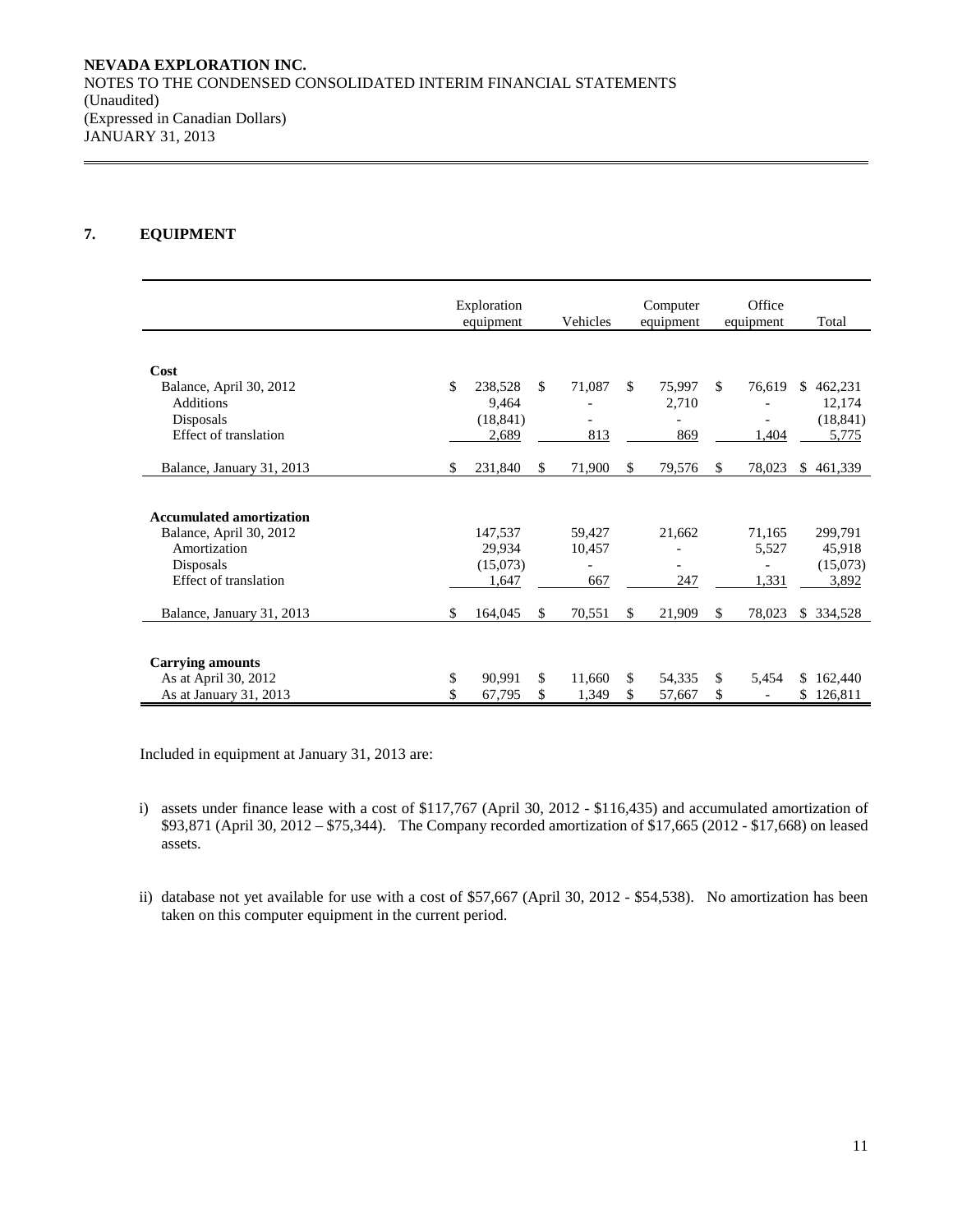## 7. EQUIPMENT

| | Exploration equipment | Vehicles | Computer equipment | Office equipment | Total |
|---|---|---|---|---|---|
| **Cost** | | | | | |
| Balance, April 30, 2012 | $ 238,528 | $ 71,087 | $ 75,997 | $ 76,619 | $ 462,231 |
| Additions | 9,464 | - | 2,710 | - | 12,174 |
| Disposals | (18,841) | - | - | - | (18,841) |
| Effect of translation | 2,689 | 813 | 869 | 1,404 | 5,775 |
| Balance, January 31, 2013 | $ 231,840 | $ 71,900 | $ 79,576 | $ 78,023 | $ 461,339 |
| **Accumulated amortization** | | | | | |
| Balance, April 30, 2012 | 147,537 | 59,427 | 21,662 | 71,165 | 299,791 |
| Amortization | 29,934 | 10,457 | - | 5,527 | 45,918 |
| Disposals | (15,073) | - | - | - | (15,073) |
| Effect of translation | 1,647 | 667 | 247 | 1,331 | 3,892 |
| Balance, January 31, 2013 | $ 164,045 | $ 70,551 | $ 21,909 | $ 78,023 | $ 334,528 |
| **Carrying amounts** | | | | | |
| As at April 30, 2012 | $ 90,991 | $ 11,660 | $ 54,335 | $ 5,454 | $ 162,440 |
| As at January 31, 2013 | $ 67,795 | $ 1,349 | $ 57,667 | $ - | $ 126,811 |

Included in equipment at January 31, 2013 are:

i) assets under finance lease with a cost of $117,767 (April 30, 2012 - $116,435) and accumulated amortization of $93,871 (April 30, 2012 – $75,344). The Company recorded amortization of $17,665 (2012 - $17,668) on leased assets.

ii) database not yet available for use with a cost of $57,667 (April 30, 2012 - $54,538). No amortization has been taken on this computer equipment in the current period.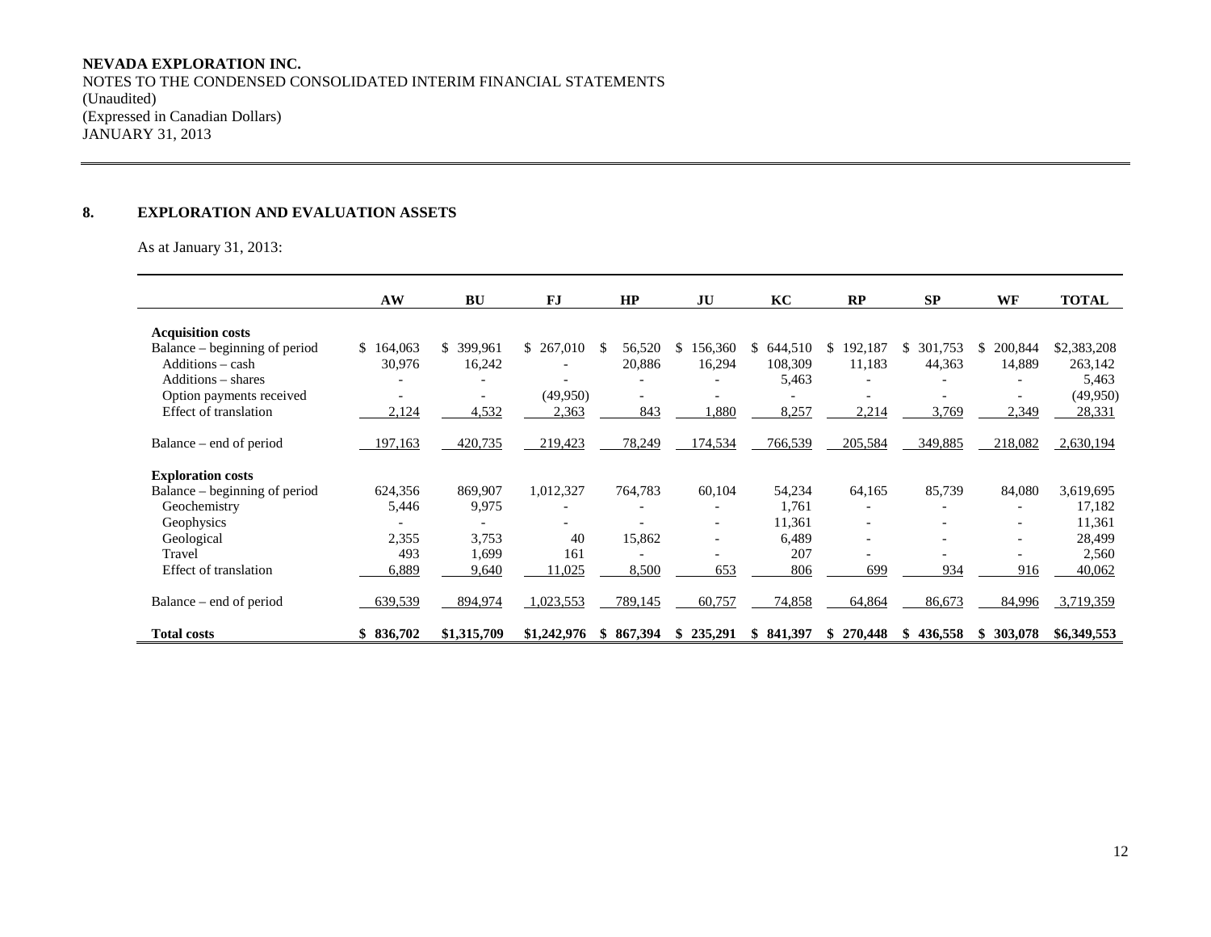**NEVADA EXPLORATION INC.**
NOTES TO THE CONDENSED CONSOLIDATED INTERIM FINANCIAL STATEMENTS
(Unaudited)
(Expressed in Canadian Dollars)
JANUARY 31, 2013

## 8. EXPLORATION AND EVALUATION ASSETS

As at January 31, 2013:

| | AW | BU | FJ | HP | JU | KC | RP | SP | WF | TOTAL |
|---|---|---|---|---|---|---|---|---|---|---|
| **Acquisition costs** | | | | | | | | | | |
| Balance – beginning of period | $ 164,063 | $ 399,961 | $ 267,010 | $ 56,520 | $ 156,360 | $ 644,510 | $ 192,187 | $ 301,753 | $ 200,844 | $2,383,208 |
| Additions – cash | 30,976 | 16,242 | - | 20,886 | 16,294 | 108,309 | 11,183 | 44,363 | 14,889 | 263,142 |
| Additions – shares | - | - | - | - | - | 5,463 | - | - | - | 5,463 |
| Option payments received | - | - | (49,950) | - | - | - | - | - | - | (49,950) |
| Effect of translation | 2,124 | 4,532 | 2,363 | 843 | 1,880 | 8,257 | 2,214 | 3,769 | 2,349 | 28,331 |
| Balance – end of period | 197,163 | 420,735 | 219,423 | 78,249 | 174,534 | 766,539 | 205,584 | 349,885 | 218,082 | 2,630,194 |
| **Exploration costs** | | | | | | | | | | |
| Balance – beginning of period | 624,356 | 869,907 | 1,012,327 | 764,783 | 60,104 | 54,234 | 64,165 | 85,739 | 84,080 | 3,619,695 |
| Geochemistry | 5,446 | 9,975 | - | - | - | 1,761 | - | - | - | 17,182 |
| Geophysics | - | - | - | - | - | 11,361 | - | - | - | 11,361 |
| Geological | 2,355 | 3,753 | 40 | 15,862 | - | 6,489 | - | - | - | 28,499 |
| Travel | 493 | 1,699 | 161 | - | - | 207 | - | - | - | 2,560 |
| Effect of translation | 6,889 | 9,640 | 11,025 | 8,500 | 653 | 806 | 699 | 934 | 916 | 40,062 |
| Balance – end of period | 639,539 | 894,974 | 1,023,553 | 789,145 | 60,757 | 74,858 | 64,864 | 86,673 | 84,996 | 3,719,359 |
| **Total costs** | **$ 836,702** | **$1,315,709** | **$1,242,976** | **$ 867,394** | **$ 235,291** | **$ 841,397** | **$ 270,448** | **$ 436,558** | **$ 303,078** | **$6,349,553** |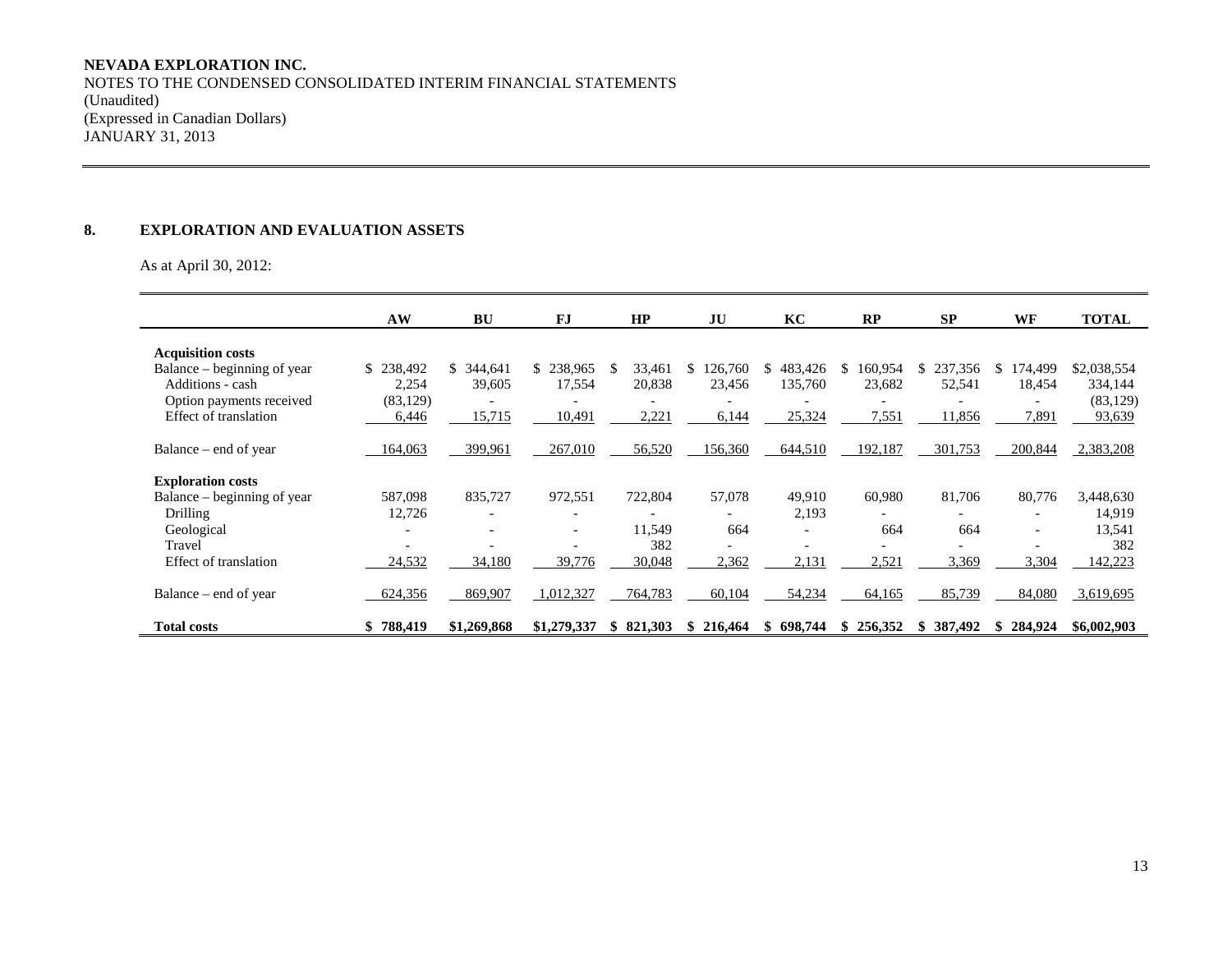**NEVADA EXPLORATION INC.**
NOTES TO THE CONDENSED CONSOLIDATED INTERIM FINANCIAL STATEMENTS
(Unaudited)
(Expressed in Canadian Dollars)
JANUARY 31, 2013

## 8. EXPLORATION AND EVALUATION ASSETS

As at April 30, 2012:

| | AW | BU | FJ | HP | JU | KC | RP | SP | WF | TOTAL |
|---|---|---|---|---|---|---|---|---|---|---|
| **Acquisition costs** | | | | | | | | | | |
| Balance – beginning of year | $ 238,492 | $ 344,641 | $ 238,965 | $ 33,461 | $ 126,760 | $ 483,426 | $ 160,954 | $ 237,356 | $ 174,499 | $2,038,554 |
| Additions - cash | 2,254 | 39,605 | 17,554 | 20,838 | 23,456 | 135,760 | 23,682 | 52,541 | 18,454 | 334,144 |
| Option payments received | (83,129) | - | - | - | - | - | - | - | - | (83,129) |
| Effect of translation | 6,446 | 15,715 | 10,491 | 2,221 | 6,144 | 25,324 | 7,551 | 11,856 | 7,891 | 93,639 |
| Balance – end of year | 164,063 | 399,961 | 267,010 | 56,520 | 156,360 | 644,510 | 192,187 | 301,753 | 200,844 | 2,383,208 |
| **Exploration costs** | | | | | | | | | | |
| Balance – beginning of year | 587,098 | 835,727 | 972,551 | 722,804 | 57,078 | 49,910 | 60,980 | 81,706 | 80,776 | 3,448,630 |
| Drilling | 12,726 | - | - | - | - | 2,193 | - | - | - | 14,919 |
| Geological | - | - | - | 11,549 | 664 | - | 664 | 664 | - | 13,541 |
| Travel | - | - | - | 382 | - | - | - | - | - | 382 |
| Effect of translation | 24,532 | 34,180 | 39,776 | 30,048 | 2,362 | 2,131 | 2,521 | 3,369 | 3,304 | 142,223 |
| Balance – end of year | 624,356 | 869,907 | 1,012,327 | 764,783 | 60,104 | 54,234 | 64,165 | 85,739 | 84,080 | 3,619,695 |
| **Total costs** | **$ 788,419** | **$1,269,868** | **$1,279,337** | **$ 821,303** | **$ 216,464** | **$ 698,744** | **$ 256,352** | **$ 387,492** | **$ 284,924** | **$6,002,903** |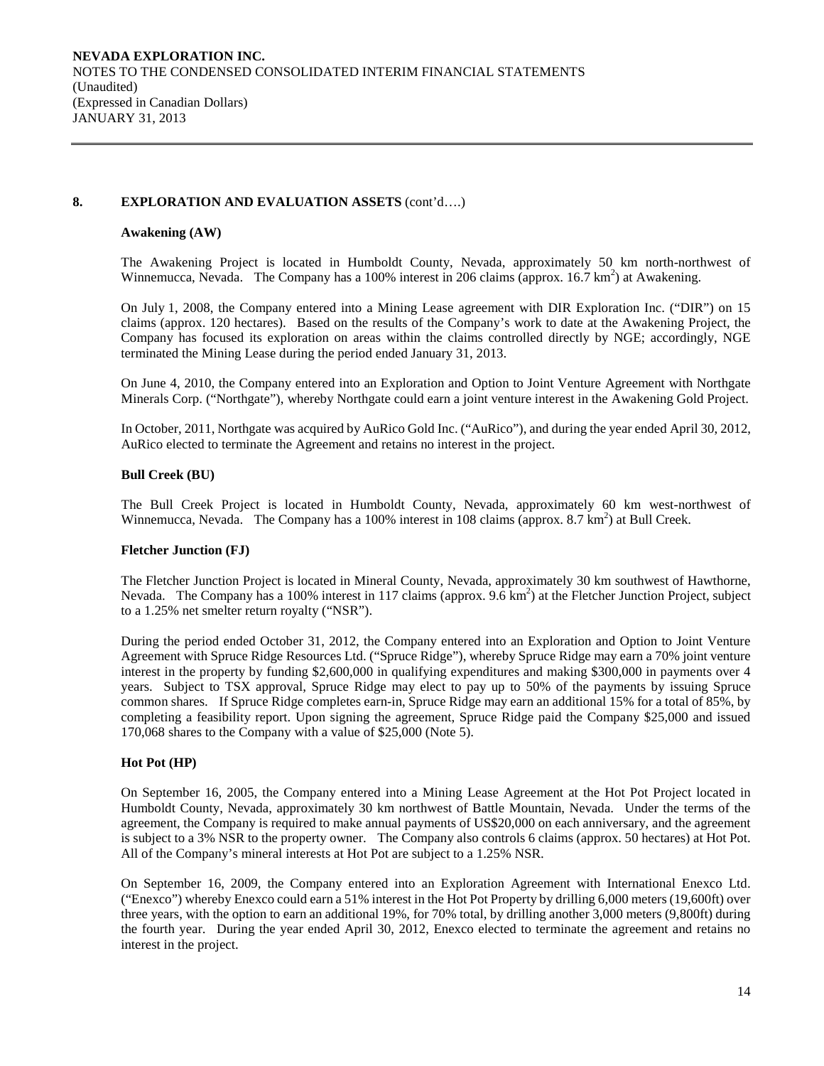## 8. EXPLORATION AND EVALUATION ASSETS (cont'd….)

### Awakening (AW)

The Awakening Project is located in Humboldt County, Nevada, approximately 50 km north-northwest of Winnemucca, Nevada. The Company has a 100% interest in 206 claims (approx. 16.7 $km^2$) at Awakening.

On July 1, 2008, the Company entered into a Mining Lease agreement with DIR Exploration Inc. ("DIR") on 15 claims (approx. 120 hectares). Based on the results of the Company's work to date at the Awakening Project, the Company has focused its exploration on areas within the claims controlled directly by NGE; accordingly, NGE terminated the Mining Lease during the period ended January 31, 2013.

On June 4, 2010, the Company entered into an Exploration and Option to Joint Venture Agreement with Northgate Minerals Corp. ("Northgate"), whereby Northgate could earn a joint venture interest in the Awakening Gold Project.

In October, 2011, Northgate was acquired by AuRico Gold Inc. ("AuRico"), and during the year ended April 30, 2012, AuRico elected to terminate the Agreement and retains no interest in the project.

### Bull Creek (BU)

The Bull Creek Project is located in Humboldt County, Nevada, approximately 60 km west-northwest of Winnemucca, Nevada. The Company has a 100% interest in 108 claims (approx. 8.7 $km^2$) at Bull Creek.

### Fletcher Junction (FJ)

The Fletcher Junction Project is located in Mineral County, Nevada, approximately 30 km southwest of Hawthorne, Nevada. The Company has a 100% interest in 117 claims (approx. 9.6 $km^2$) at the Fletcher Junction Project, subject to a 1.25% net smelter return royalty ("NSR").

During the period ended October 31, 2012, the Company entered into an Exploration and Option to Joint Venture Agreement with Spruce Ridge Resources Ltd. ("Spruce Ridge"), whereby Spruce Ridge may earn a 70% joint venture interest in the property by funding $2,600,000 in qualifying expenditures and making $300,000 in payments over 4 years. Subject to TSX approval, Spruce Ridge may elect to pay up to 50% of the payments by issuing Spruce common shares. If Spruce Ridge completes earn-in, Spruce Ridge may earn an additional 15% for a total of 85%, by completing a feasibility report. Upon signing the agreement, Spruce Ridge paid the Company $25,000 and issued 170,068 shares to the Company with a value of $25,000 (Note 5).

### Hot Pot (HP)

On September 16, 2005, the Company entered into a Mining Lease Agreement at the Hot Pot Project located in Humboldt County, Nevada, approximately 30 km northwest of Battle Mountain, Nevada. Under the terms of the agreement, the Company is required to make annual payments of US$20,000 on each anniversary, and the agreement is subject to a 3% NSR to the property owner. The Company also controls 6 claims (approx. 50 hectares) at Hot Pot. All of the Company's mineral interests at Hot Pot are subject to a 1.25% NSR.

On September 16, 2009, the Company entered into an Exploration Agreement with International Enexco Ltd. ("Enexco") whereby Enexco could earn a 51% interest in the Hot Pot Property by drilling 6,000 meters (19,600ft) over three years, with the option to earn an additional 19%, for 70% total, by drilling another 3,000 meters (9,800ft) during the fourth year. During the year ended April 30, 2012, Enexco elected to terminate the agreement and retains no interest in the project.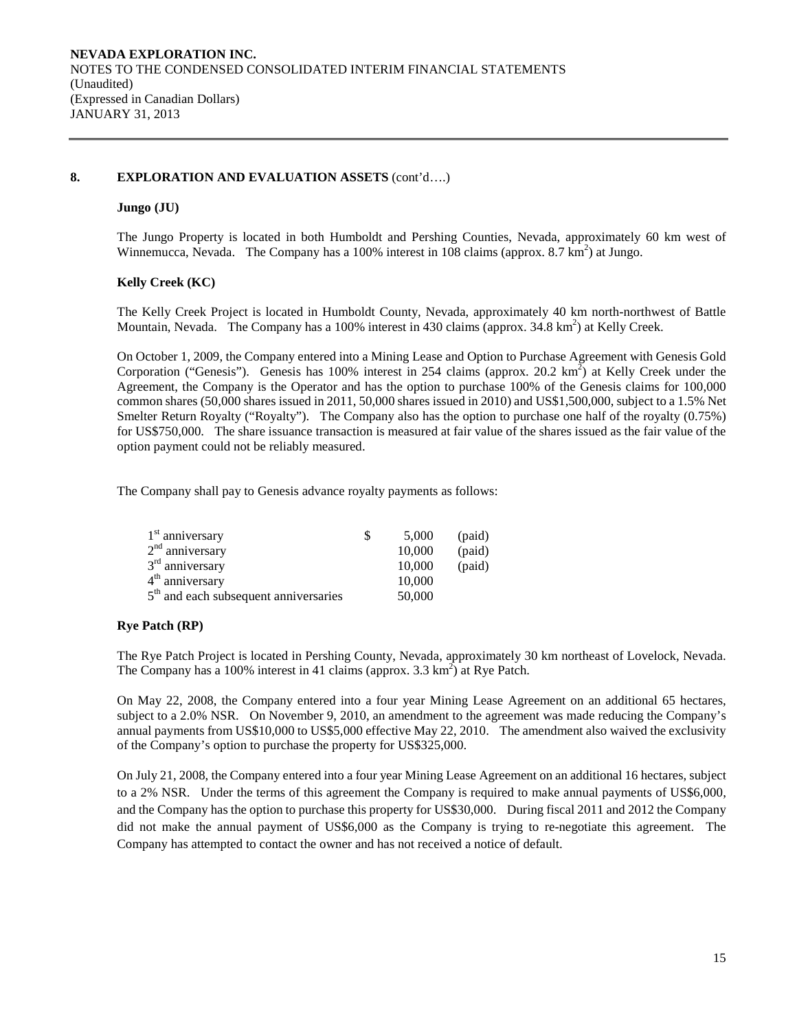## 8. EXPLORATION AND EVALUATION ASSETS (cont'd….)

### Jungo (JU)

The Jungo Property is located in both Humboldt and Pershing Counties, Nevada, approximately 60 km west of Winnemucca, Nevada. The Company has a 100% interest in 108 claims (approx. 8.7 $km^2$) at Jungo.

### Kelly Creek (KC)

The Kelly Creek Project is located in Humboldt County, Nevada, approximately 40 km north-northwest of Battle Mountain, Nevada. The Company has a 100% interest in 430 claims (approx. 34.8 $km^2$) at Kelly Creek.

On October 1, 2009, the Company entered into a Mining Lease and Option to Purchase Agreement with Genesis Gold Corporation ("Genesis"). Genesis has 100% interest in 254 claims (approx. 20.2 $km^2$) at Kelly Creek under the Agreement, the Company is the Operator and has the option to purchase 100% of the Genesis claims for 100,000 common shares (50,000 shares issued in 2011, 50,000 shares issued in 2010) and US$1,500,000, subject to a 1.5% Net Smelter Return Royalty ("Royalty"). The Company also has the option to purchase one half of the royalty (0.75%) for US$750,000. The share issuance transaction is measured at fair value of the shares issued as the fair value of the option payment could not be reliably measured.

The Company shall pay to Genesis advance royalty payments as follows:

| | $ | | |
|---|---|---|---|
| 1st anniversary | $ | 5,000 | (paid) |
| 2nd anniversary | | 10,000 | (paid) |
| 3rd anniversary | | 10,000 | (paid) |
| 4th anniversary | | 10,000 | |
| 5th and each subsequent anniversaries | | 50,000 | |

### Rye Patch (RP)

The Rye Patch Project is located in Pershing County, Nevada, approximately 30 km northeast of Lovelock, Nevada. The Company has a 100% interest in 41 claims (approx. 3.3 $km^2$) at Rye Patch.

On May 22, 2008, the Company entered into a four year Mining Lease Agreement on an additional 65 hectares, subject to a 2.0% NSR. On November 9, 2010, an amendment to the agreement was made reducing the Company's annual payments from US$10,000 to US$5,000 effective May 22, 2010. The amendment also waived the exclusivity of the Company's option to purchase the property for US$325,000.

On July 21, 2008, the Company entered into a four year Mining Lease Agreement on an additional 16 hectares, subject to a 2% NSR. Under the terms of this agreement the Company is required to make annual payments of US$6,000, and the Company has the option to purchase this property for US$30,000. During fiscal 2011 and 2012 the Company did not make the annual payment of US$6,000 as the Company is trying to re-negotiate this agreement. The Company has attempted to contact the owner and has not received a notice of default.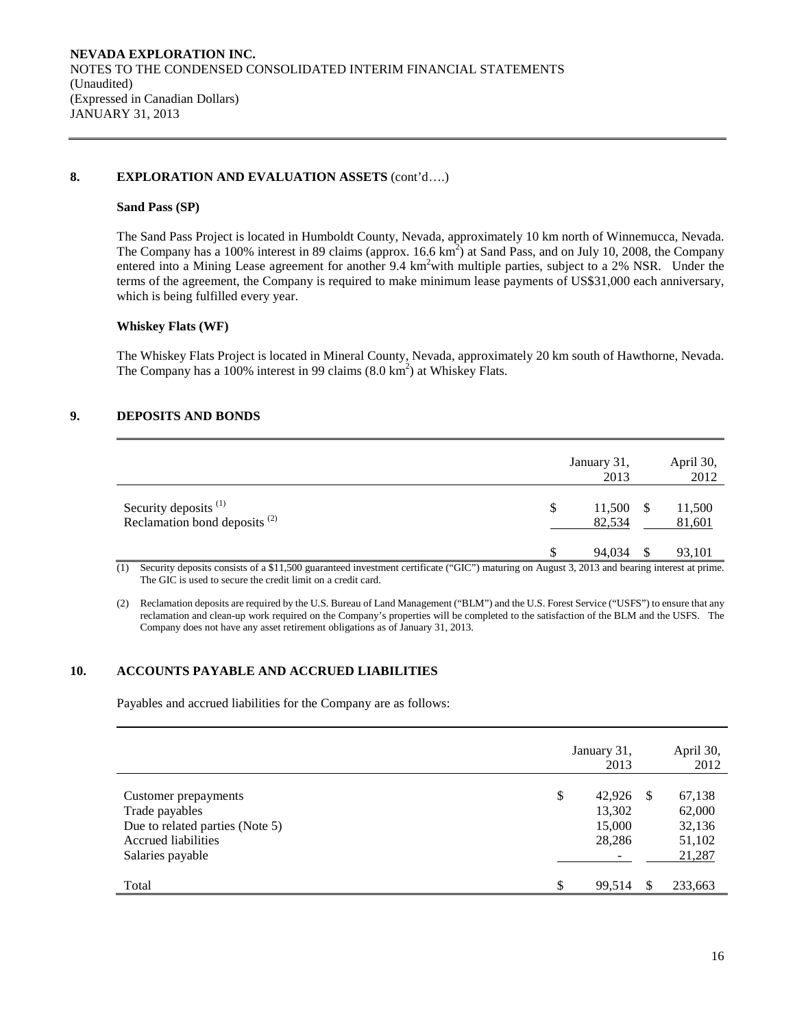## 8. EXPLORATION AND EVALUATION ASSETS (cont'd….)

### Sand Pass (SP)

The Sand Pass Project is located in Humboldt County, Nevada, approximately 10 km north of Winnemucca, Nevada. The Company has a 100% interest in 89 claims (approx. 16.6 $km^2$) at Sand Pass, and on July 10, 2008, the Company entered into a Mining Lease agreement for another 9.4 $km^2$ with multiple parties, subject to a 2% NSR. Under the terms of the agreement, the Company is required to make minimum lease payments of US$31,000 each anniversary, which is being fulfilled every year.

### Whiskey Flats (WF)

The Whiskey Flats Project is located in Mineral County, Nevada, approximately 20 km south of Hawthorne, Nevada. The Company has a 100% interest in 99 claims (8.0 $km^2$) at Whiskey Flats.

## 9. DEPOSITS AND BONDS

| | January 31, 2013 | April 30, 2012 |
|---|---|---|
| Security deposits [(1)] | $ 11,500 | $ 11,500 |
| Reclamation bond deposits [(2)] | 82,534 | 81,601 |
| | $ 94,034 | $ 93,101 |

(1) Security deposits consists of a $11,500 guaranteed investment certificate ("GIC") maturing on August 3, 2013 and bearing interest at prime. The GIC is used to secure the credit limit on a credit card.

(2) Reclamation deposits are required by the U.S. Bureau of Land Management ("BLM") and the U.S. Forest Service ("USFS") to ensure that any reclamation and clean-up work required on the Company's properties will be completed to the satisfaction of the BLM and the USFS. The Company does not have any asset retirement obligations as of January 31, 2013.

## 10. ACCOUNTS PAYABLE AND ACCRUED LIABILITIES

Payables and accrued liabilities for the Company are as follows:

| | January 31, 2013 | April 30, 2012 |
|---|---|---|
| Customer prepayments | $ 42,926 | $ 67,138 |
| Trade payables | 13,302 | 62,000 |
| Due to related parties (Note 5) | 15,000 | 32,136 |
| Accrued liabilities | 28,286 | 51,102 |
| Salaries payable | - | 21,287 |
| Total | $ 99,514 | $ 233,663 |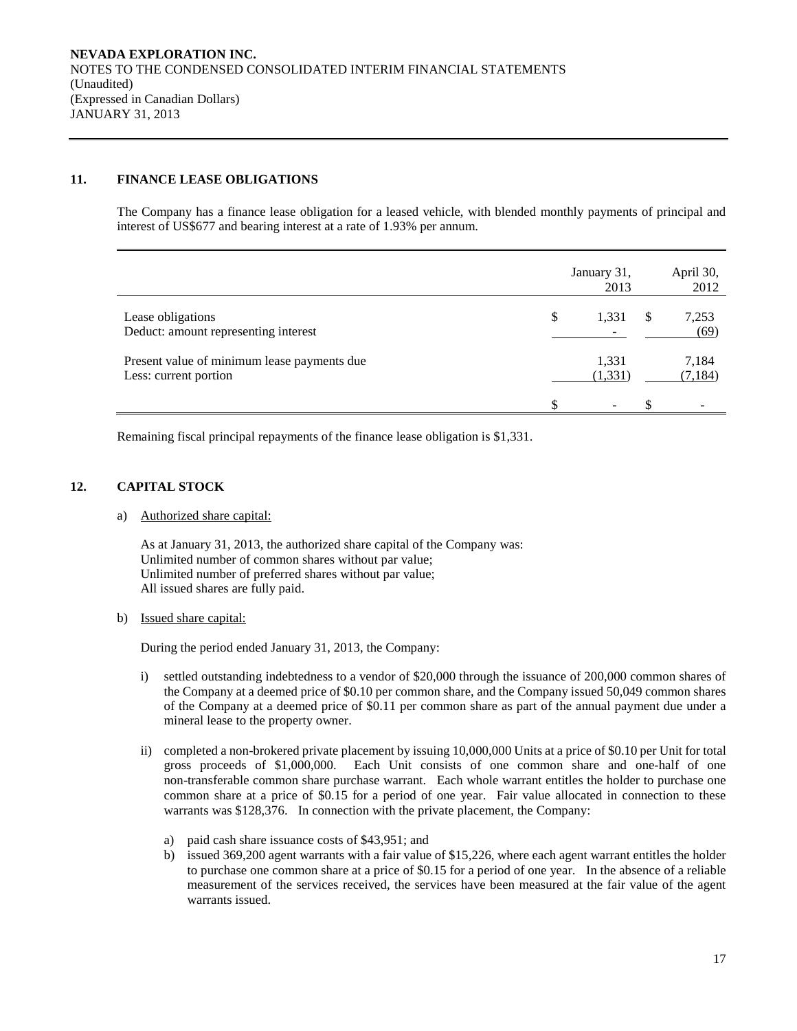NEVADA EXPLORATION INC.
NOTES TO THE CONDENSED CONSOLIDATED INTERIM FINANCIAL STATEMENTS
(Unaudited)
(Expressed in Canadian Dollars)
JANUARY 31, 2013

## 11. FINANCE LEASE OBLIGATIONS

The Company has a finance lease obligation for a leased vehicle, with blended monthly payments of principal and interest of US$677 and bearing interest at a rate of 1.93% per annum.

| | January 31, 2013 | April 30, 2012 |
|---|---|---|
| Lease obligations | $ 1,331 | $ 7,253 |
| Deduct: amount representing interest | - | (69) |
| Present value of minimum lease payments due | 1,331 | 7,184 |
| Less: current portion | (1,331) | (7,184) |
| | $ - | $ - |

Remaining fiscal principal repayments of the finance lease obligation is $1,331.

## 12. CAPITAL STOCK

a) Authorized share capital:

As at January 31, 2013, the authorized share capital of the Company was:
Unlimited number of common shares without par value;
Unlimited number of preferred shares without par value;
All issued shares are fully paid.

b) Issued share capital:

During the period ended January 31, 2013, the Company:

i) settled outstanding indebtedness to a vendor of $20,000 through the issuance of 200,000 common shares of the Company at a deemed price of $0.10 per common share, and the Company issued 50,049 common shares of the Company at a deemed price of $0.11 per common share as part of the annual payment due under a mineral lease to the property owner.

ii) completed a non-brokered private placement by issuing 10,000,000 Units at a price of $0.10 per Unit for total gross proceeds of $1,000,000. Each Unit consists of one common share and one-half of one non-transferable common share purchase warrant. Each whole warrant entitles the holder to purchase one common share at a price of $0.15 for a period of one year. Fair value allocated in connection to these warrants was $128,376. In connection with the private placement, the Company:

   a) paid cash share issuance costs of $43,951; and
   b) issued 369,200 agent warrants with a fair value of $15,226, where each agent warrant entitles the holder to purchase one common share at a price of $0.15 for a period of one year. In the absence of a reliable measurement of the services received, the services have been measured at the fair value of the agent warrants issued.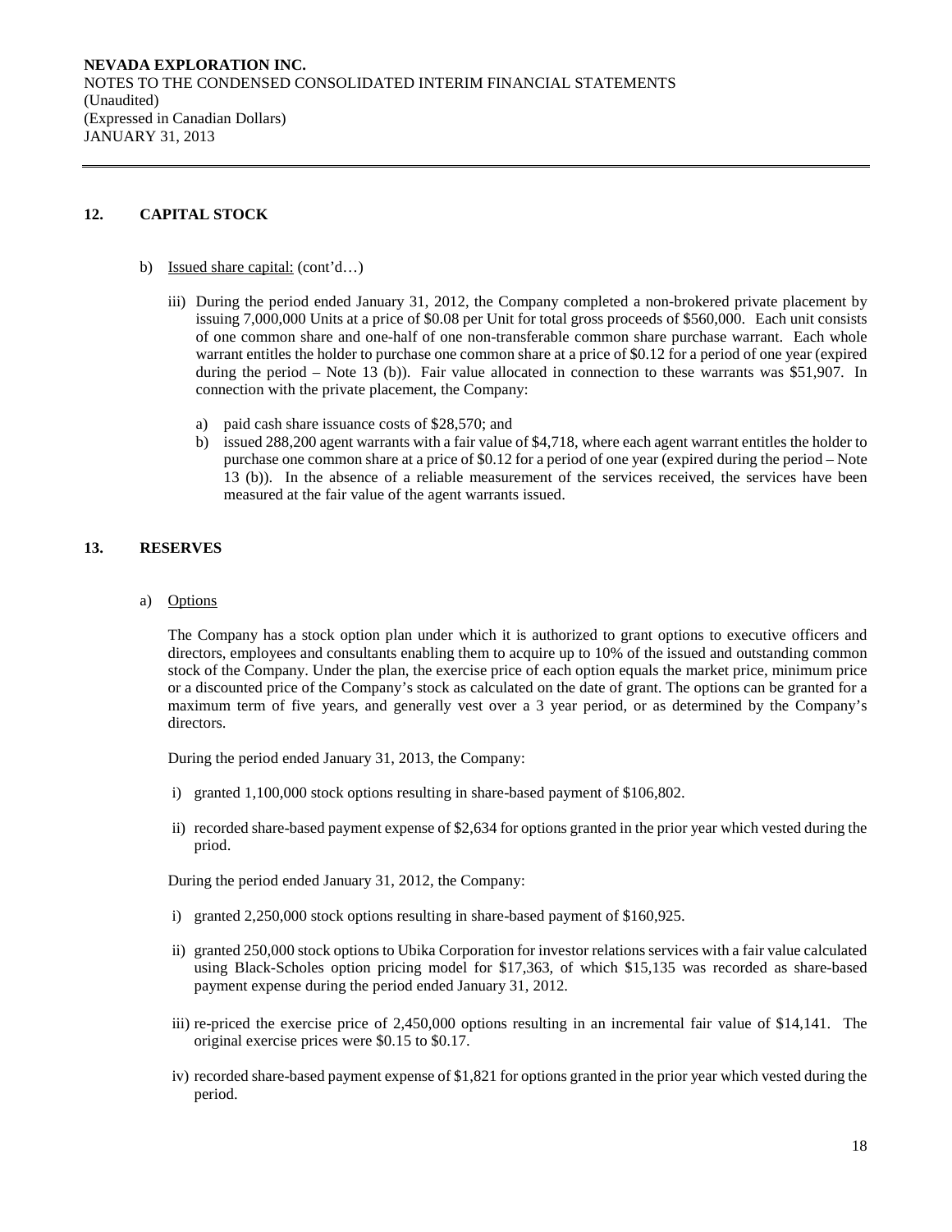## 12. CAPITAL STOCK

b) Issued share capital: (cont'd…)

iii) During the period ended January 31, 2012, the Company completed a non-brokered private placement by issuing 7,000,000 Units at a price of $0.08 per Unit for total gross proceeds of $560,000. Each unit consists of one common share and one-half of one non-transferable common share purchase warrant. Each whole warrant entitles the holder to purchase one common share at a price of $0.12 for a period of one year (expired during the period – Note 13 (b)). Fair value allocated in connection to these warrants was $51,907. In connection with the private placement, the Company:

a) paid cash share issuance costs of $28,570; and

b) issued 288,200 agent warrants with a fair value of $4,718, where each agent warrant entitles the holder to purchase one common share at a price of $0.12 for a period of one year (expired during the period – Note 13 (b)). In the absence of a reliable measurement of the services received, the services have been measured at the fair value of the agent warrants issued.

## 13. RESERVES

a) Options

The Company has a stock option plan under which it is authorized to grant options to executive officers and directors, employees and consultants enabling them to acquire up to 10% of the issued and outstanding common stock of the Company. Under the plan, the exercise price of each option equals the market price, minimum price or a discounted price of the Company's stock as calculated on the date of grant. The options can be granted for a maximum term of five years, and generally vest over a 3 year period, or as determined by the Company's directors.

During the period ended January 31, 2013, the Company:

i) granted 1,100,000 stock options resulting in share-based payment of $106,802.

ii) recorded share-based payment expense of $2,634 for options granted in the prior year which vested during the priod.

During the period ended January 31, 2012, the Company:

i) granted 2,250,000 stock options resulting in share-based payment of $160,925.

ii) granted 250,000 stock options to Ubika Corporation for investor relations services with a fair value calculated using Black-Scholes option pricing model for $17,363, of which $15,135 was recorded as share-based payment expense during the period ended January 31, 2012.

iii) re-priced the exercise price of 2,450,000 options resulting in an incremental fair value of $14,141. The original exercise prices were $0.15 to $0.17.

iv) recorded share-based payment expense of $1,821 for options granted in the prior year which vested during the period.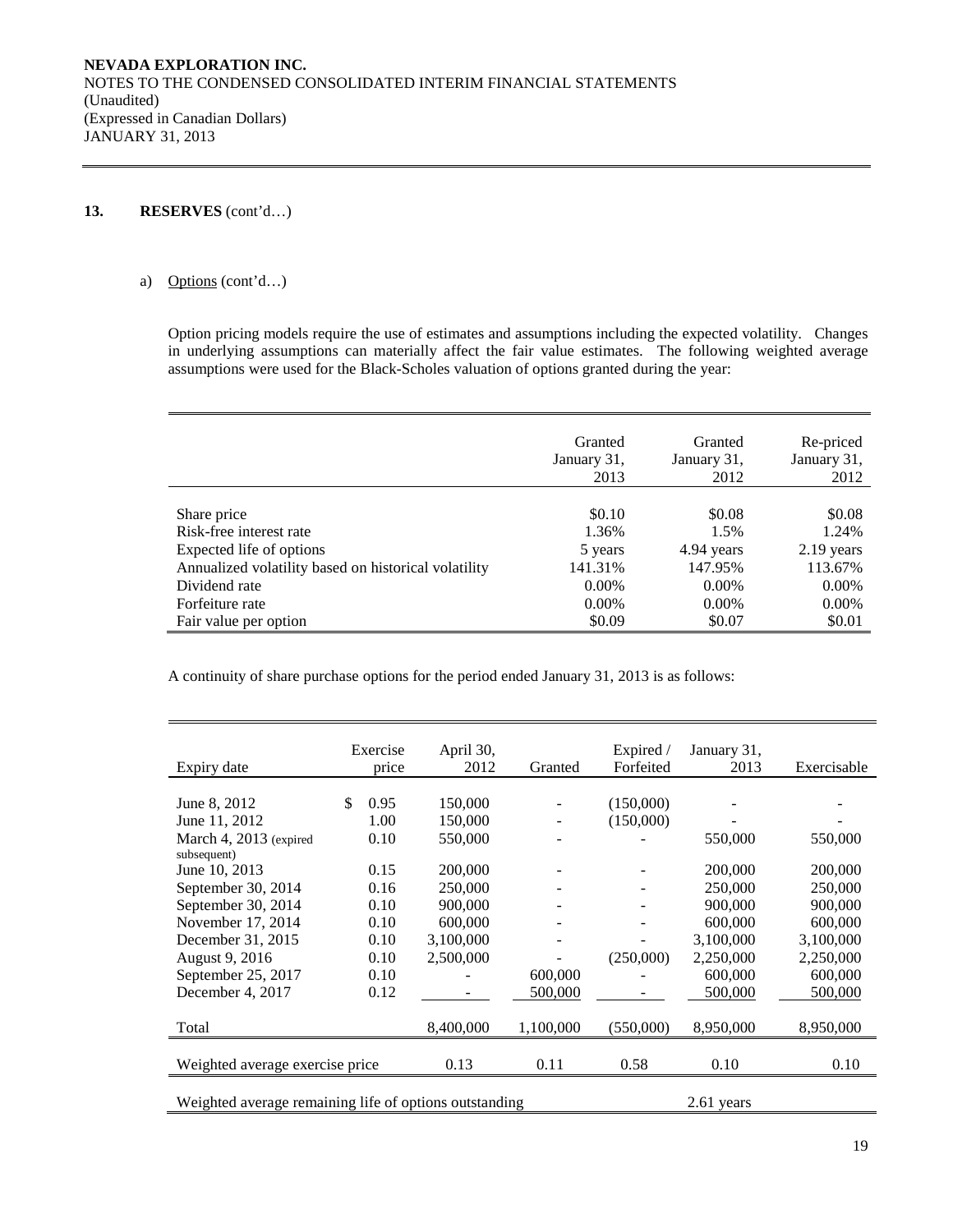## 13. RESERVES (cont'd…)

a) Options (cont'd…)

Option pricing models require the use of estimates and assumptions including the expected volatility. Changes in underlying assumptions can materially affect the fair value estimates. The following weighted average assumptions were used for the Black-Scholes valuation of options granted during the year:

| | Granted January 31, 2013 | Granted January 31, 2012 | Re-priced January 31, 2012 |
|---|---|---|---|
| Share price | \$0.10 | \$0.08 | \$0.08 |
| Risk-free interest rate | 1.36% | 1.5% | 1.24% |
| Expected life of options | 5 years | 4.94 years | 2.19 years |
| Annualized volatility based on historical volatility | 141.31% | 147.95% | 113.67% |
| Dividend rate | 0.00% | 0.00% | 0.00% |
| Forfeiture rate | 0.00% | 0.00% | 0.00% |
| Fair value per option | \$0.09 | \$0.07 | \$0.01 |

A continuity of share purchase options for the period ended January 31, 2013 is as follows:

| Expiry date | Exercise price | April 30, 2012 | Granted | Expired / Forfeited | January 31, 2013 | Exercisable |
|---|---|---|---|---|---|---|
| June 8, 2012 | \$ 0.95 | 150,000 | - | (150,000) | - | - |
| June 11, 2012 | 1.00 | 150,000 | - | (150,000) | - | - |
| March 4, 2013 (expired subsequent) | 0.10 | 550,000 | - | - | 550,000 | 550,000 |
| June 10, 2013 | 0.15 | 200,000 | - | - | 200,000 | 200,000 |
| September 30, 2014 | 0.16 | 250,000 | - | - | 250,000 | 250,000 |
| September 30, 2014 | 0.10 | 900,000 | - | - | 900,000 | 900,000 |
| November 17, 2014 | 0.10 | 600,000 | - | - | 600,000 | 600,000 |
| December 31, 2015 | 0.10 | 3,100,000 | - | - | 3,100,000 | 3,100,000 |
| August 9, 2016 | 0.10 | 2,500,000 | - | (250,000) | 2,250,000 | 2,250,000 |
| September 25, 2017 | 0.10 | - | 600,000 | - | 600,000 | 600,000 |
| December 4, 2017 | 0.12 | - | 500,000 | - | 500,000 | 500,000 |
| Total | | 8,400,000 | 1,100,000 | (550,000) | 8,950,000 | 8,950,000 |
| Weighted average exercise price | | 0.13 | 0.11 | 0.58 | 0.10 | 0.10 |
| Weighted average remaining life of options outstanding | | | | | 2.61 years | |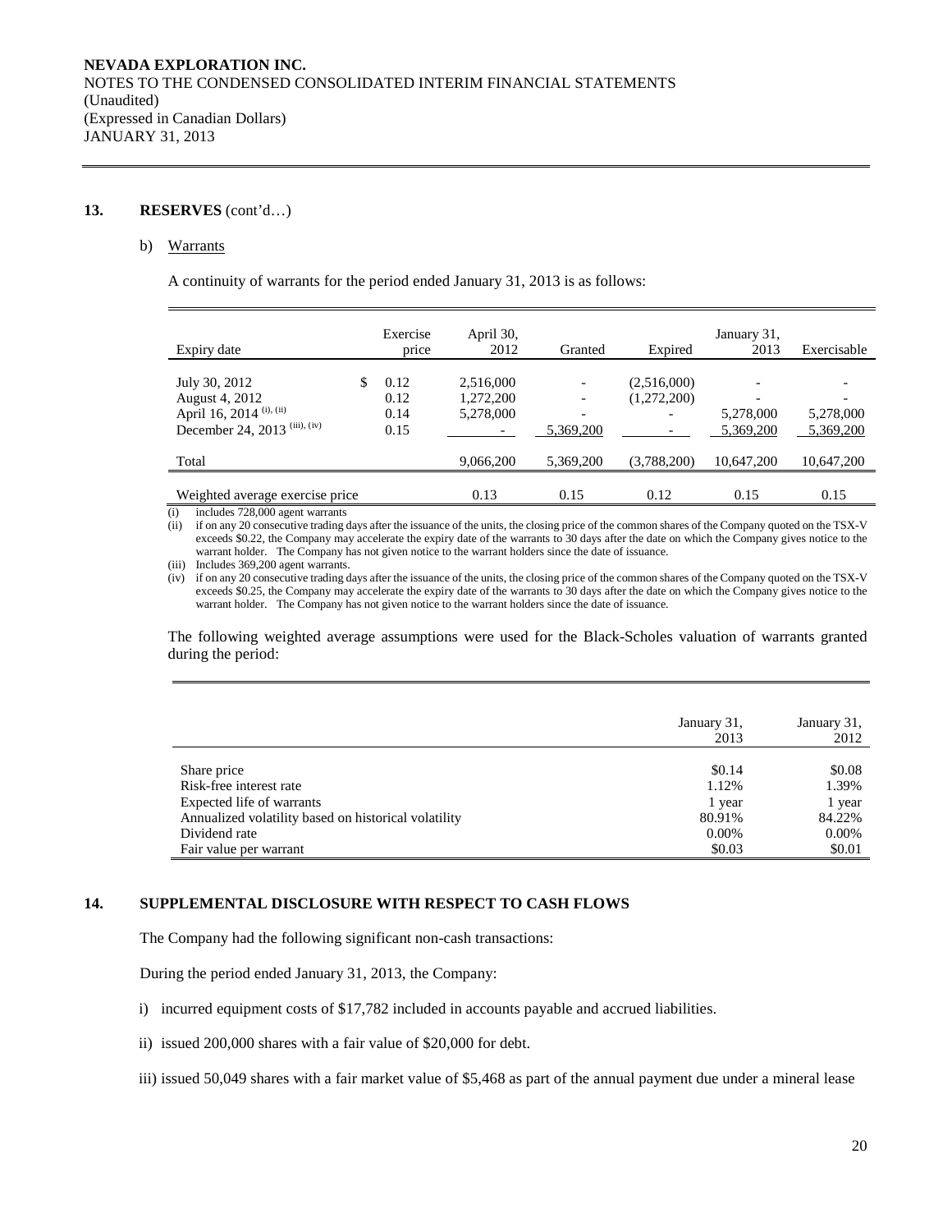**13. RESERVES** (cont'd…)

b) Warrants

A continuity of warrants for the period ended January 31, 2013 is as follows:

| Expiry date | Exercise price | April 30, 2012 | Granted | Expired | January 31, 2013 | Exercisable |
|---|---|---|---|---|---|---|
| July 30, 2012 | $ 0.12 | 2,516,000 | - | (2,516,000) | - | - |
| August 4, 2012 | 0.12 | 1,272,200 | - | (1,272,200) | - | - |
| April 16, 2014 (i), (ii) | 0.14 | 5,278,000 | - | - | 5,278,000 | 5,278,000 |
| December 24, 2013 (iii), (iv) | 0.15 | - | 5,369,200 | - | 5,369,200 | 5,369,200 |
| Total | | 9,066,200 | 5,369,200 | (3,788,200) | 10,647,200 | 10,647,200 |
| Weighted average exercise price | | 0.13 | 0.15 | 0.12 | 0.15 | 0.15 |

(i) includes 728,000 agent warrants
(ii) if on any 20 consecutive trading days after the issuance of the units, the closing price of the common shares of the Company quoted on the TSX-V exceeds $0.22, the Company may accelerate the expiry date of the warrants to 30 days after the date on which the Company gives notice to the warrant holder. The Company has not given notice to the warrant holders since the date of issuance.
(iii) Includes 369,200 agent warrants.
(iv) if on any 20 consecutive trading days after the issuance of the units, the closing price of the common shares of the Company quoted on the TSX-V exceeds $0.25, the Company may accelerate the expiry date of the warrants to 30 days after the date on which the Company gives notice to the warrant holder. The Company has not given notice to the warrant holders since the date of issuance.

The following weighted average assumptions were used for the Black-Scholes valuation of warrants granted during the period:

| | January 31, 2013 | January 31, 2012 |
|---|---|---|
| Share price | $0.14 | $0.08 |
| Risk-free interest rate | 1.12% | 1.39% |
| Expected life of warrants | 1 year | 1 year |
| Annualized volatility based on historical volatility | 80.91% | 84.22% |
| Dividend rate | 0.00% | 0.00% |
| Fair value per warrant | $0.03 | $0.01 |

**14. SUPPLEMENTAL DISCLOSURE WITH RESPECT TO CASH FLOWS**

The Company had the following significant non-cash transactions:

During the period ended January 31, 2013, the Company:

i) incurred equipment costs of $17,782 included in accounts payable and accrued liabilities.

ii) issued 200,000 shares with a fair value of $20,000 for debt.

iii) issued 50,049 shares with a fair market value of $5,468 as part of the annual payment due under a mineral lease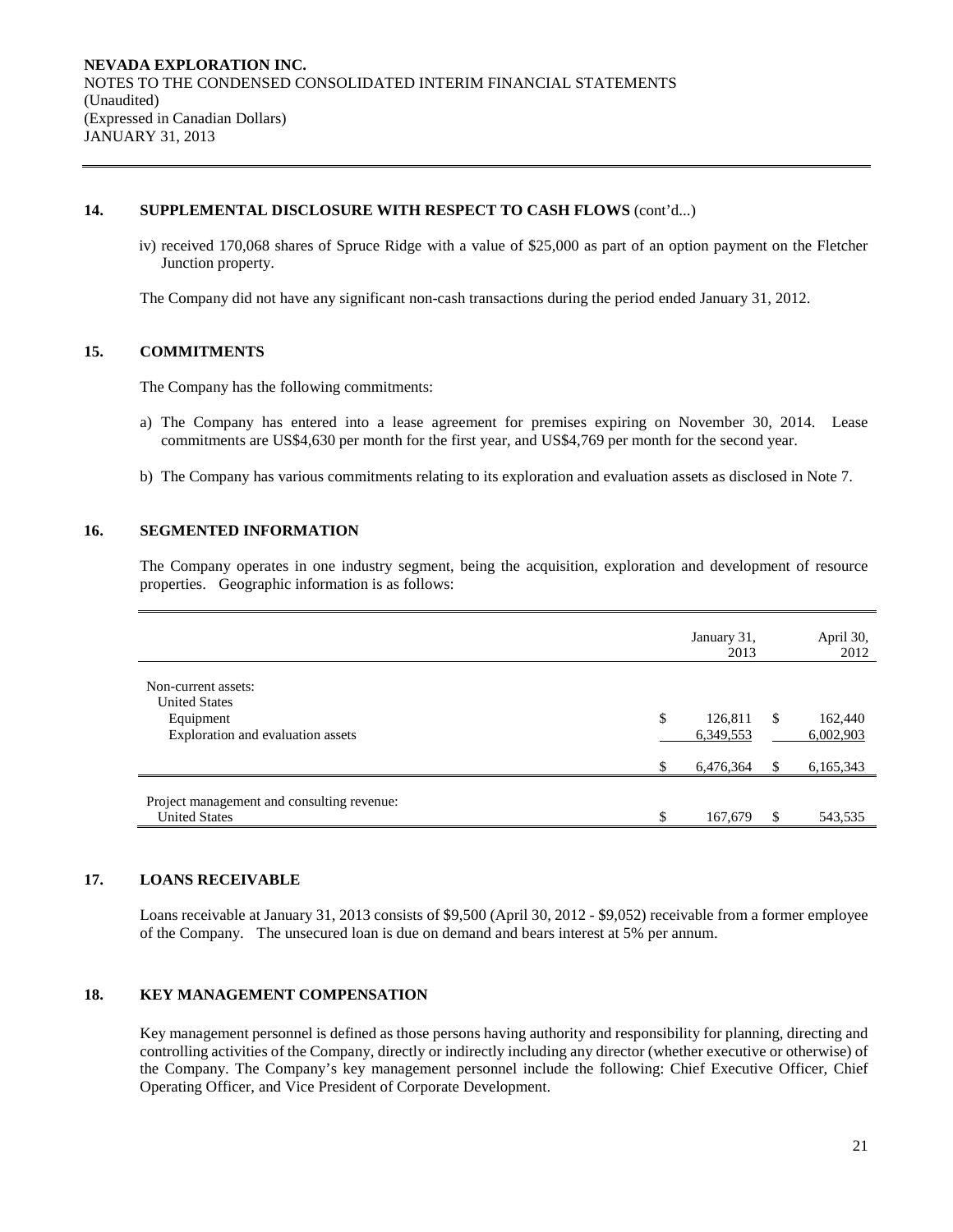## 14. SUPPLEMENTAL DISCLOSURE WITH RESPECT TO CASH FLOWS (cont'd...)

iv) received 170,068 shares of Spruce Ridge with a value of $25,000 as part of an option payment on the Fletcher Junction property.

The Company did not have any significant non-cash transactions during the period ended January 31, 2012.

## 15. COMMITMENTS

The Company has the following commitments:

a) The Company has entered into a lease agreement for premises expiring on November 30, 2014. Lease commitments are US$4,630 per month for the first year, and US$4,769 per month for the second year.

b) The Company has various commitments relating to its exploration and evaluation assets as disclosed in Note 7.

## 16. SEGMENTED INFORMATION

The Company operates in one industry segment, being the acquisition, exploration and development of resource properties. Geographic information is as follows:

| | January 31, 2013 | April 30, 2012 |
|---|---|---|
| Non-current assets: | | |
| United States | | |
| Equipment | $ 126,811 | $ 162,440 |
| Exploration and evaluation assets | 6,349,553 | 6,002,903 |
| | $ 6,476,364 | $ 6,165,343 |
| Project management and consulting revenue: | | |
| United States | $ 167,679 | $ 543,535 |

## 17. LOANS RECEIVABLE

Loans receivable at January 31, 2013 consists of $9,500 (April 30, 2012 - $9,052) receivable from a former employee of the Company. The unsecured loan is due on demand and bears interest at 5% per annum.

## 18. KEY MANAGEMENT COMPENSATION

Key management personnel is defined as those persons having authority and responsibility for planning, directing and controlling activities of the Company, directly or indirectly including any director (whether executive or otherwise) of the Company. The Company's key management personnel include the following: Chief Executive Officer, Chief Operating Officer, and Vice President of Corporate Development.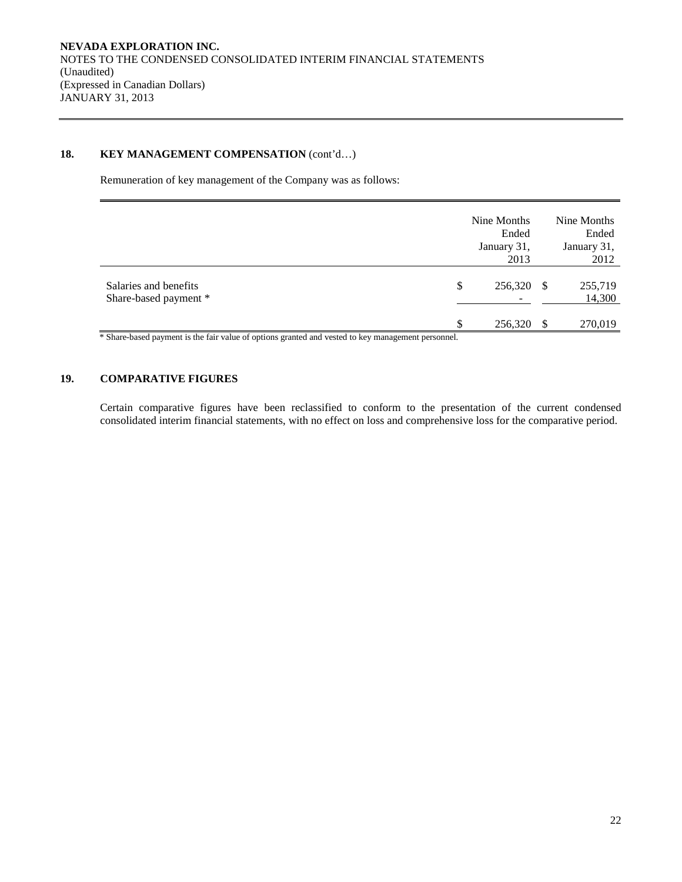**NEVADA EXPLORATION INC.**
NOTES TO THE CONDENSED CONSOLIDATED INTERIM FINANCIAL STATEMENTS
(Unaudited)
(Expressed in Canadian Dollars)
JANUARY 31, 2013

## 18. KEY MANAGEMENT COMPENSATION (cont'd…)

Remuneration of key management of the Company was as follows:

| | Nine Months Ended January 31, 2013 | Nine Months Ended January 31, 2012 |
|---|---|---|
| Salaries and benefits | $ 256,320 | $ 255,719 |
| Share-based payment * | - | 14,300 |
| | $ 256,320 | $ 270,019 |

* Share-based payment is the fair value of options granted and vested to key management personnel.

## 19. COMPARATIVE FIGURES

Certain comparative figures have been reclassified to conform to the presentation of the current condensed consolidated interim financial statements, with no effect on loss and comprehensive loss for the comparative period.